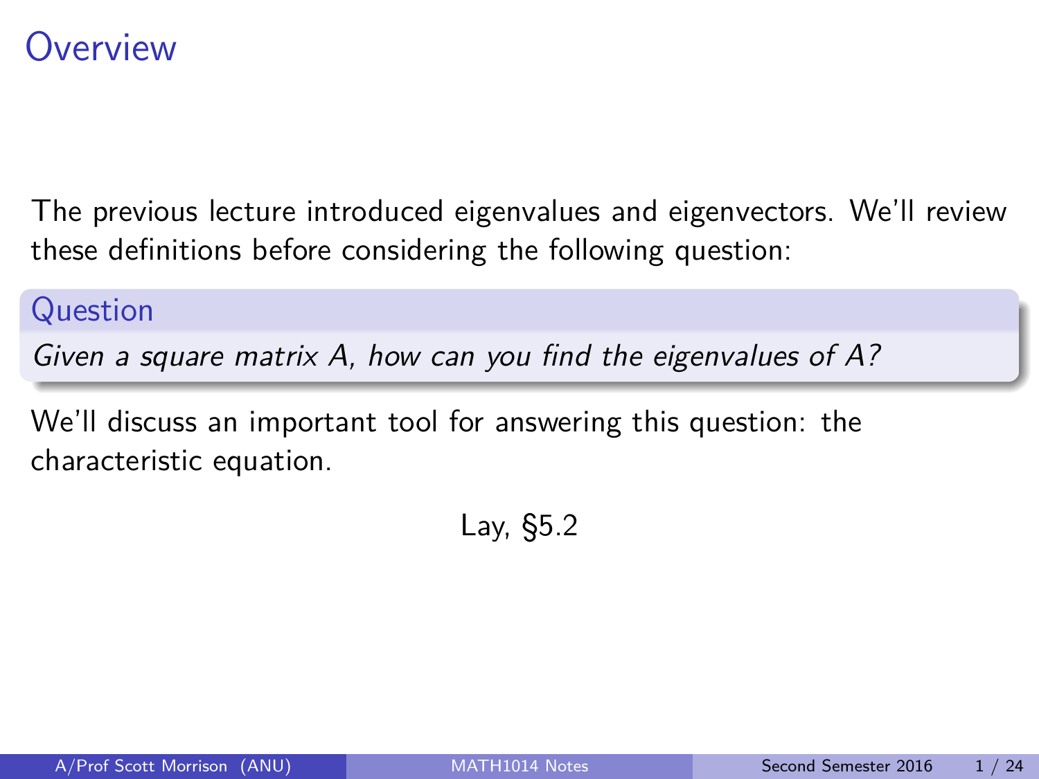# Overview

The previous lecture introduced eigenvalues and eigenvectors. We'll review these definitions before considering the following question:

**Question**

*Given a square matrix $A$, how can you find the eigenvalues of $A$?*

We'll discuss an important tool for answering this question: the characteristic equation.

Lay, §5.2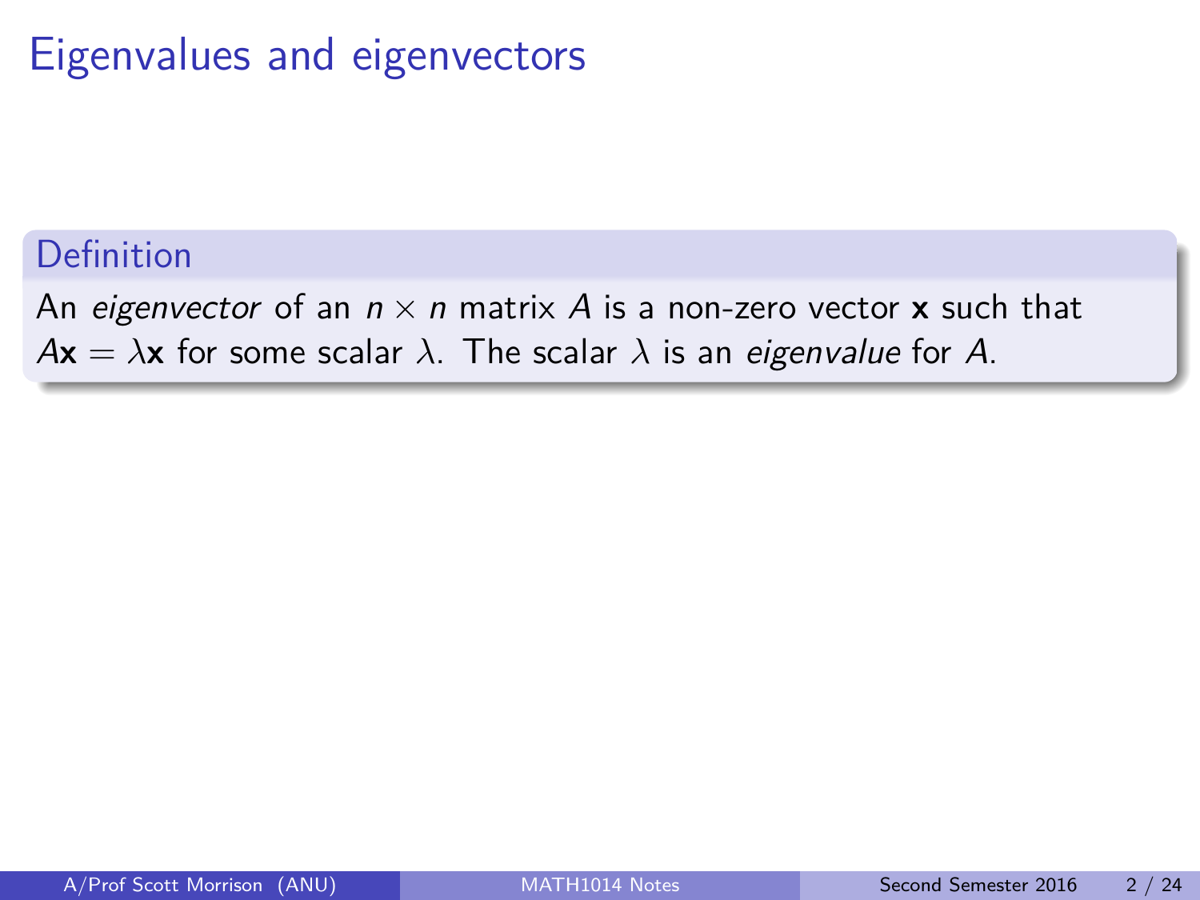# Eigenvalues and eigenvectors

**Definition**

An *eigenvector* of an $n \times n$ matrix $A$ is a non-zero vector $\mathbf{x}$ such that $A\mathbf{x} = \lambda\mathbf{x}$ for some scalar $\lambda$. The scalar $\lambda$ is an *eigenvalue* for $A$.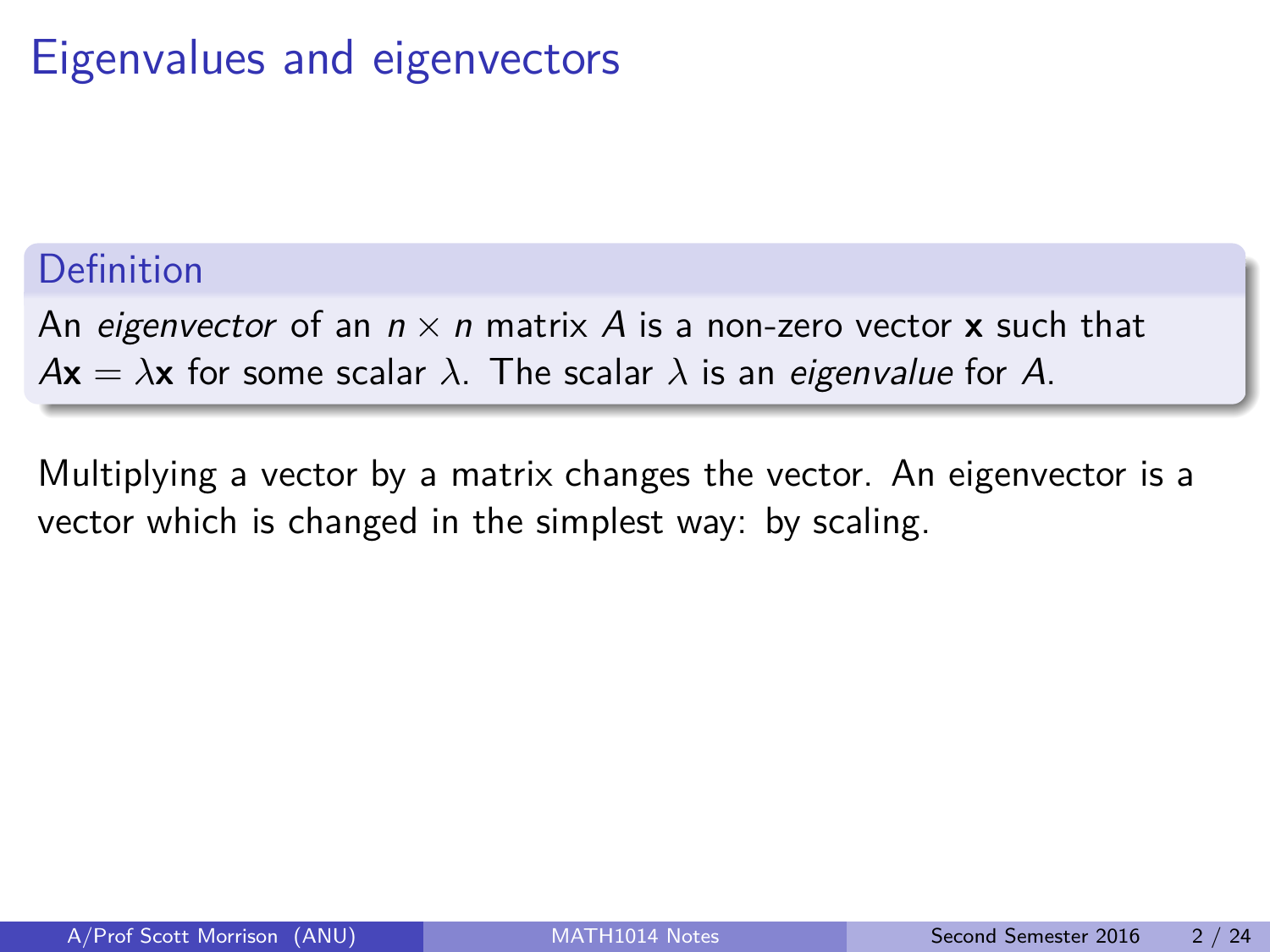# Eigenvalues and eigenvectors

**Definition**

An *eigenvector* of an $n \times n$ matrix $A$ is a non-zero vector $\mathbf{x}$ such that $A\mathbf{x} = \lambda\mathbf{x}$ for some scalar $\lambda$. The scalar $\lambda$ is an *eigenvalue* for $A$.

Multiplying a vector by a matrix changes the vector. An eigenvector is a vector which is changed in the simplest way: by scaling.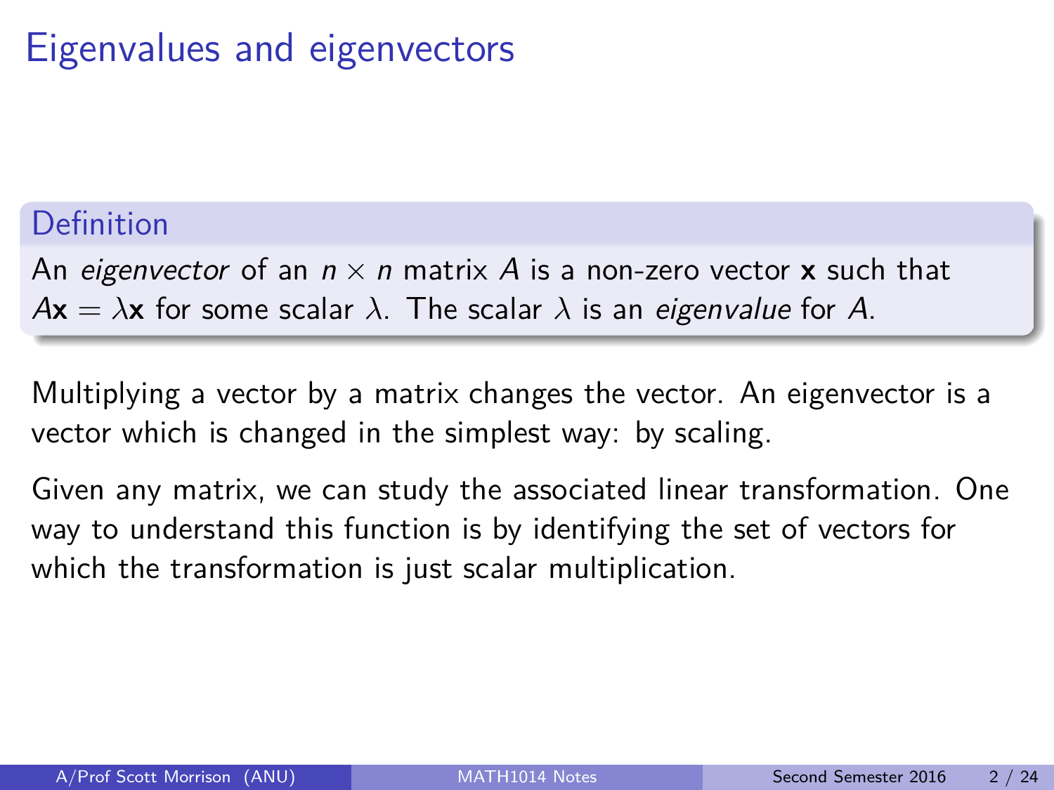# Eigenvalues and eigenvectors

**Definition**

An *eigenvector* of an $n \times n$ matrix $A$ is a non-zero vector $\mathbf{x}$ such that $A\mathbf{x} = \lambda\mathbf{x}$ for some scalar $\lambda$. The scalar $\lambda$ is an *eigenvalue* for $A$.

Multiplying a vector by a matrix changes the vector. An eigenvector is a vector which is changed in the simplest way: by scaling.

Given any matrix, we can study the associated linear transformation. One way to understand this function is by identifying the set of vectors for which the transformation is just scalar multiplication.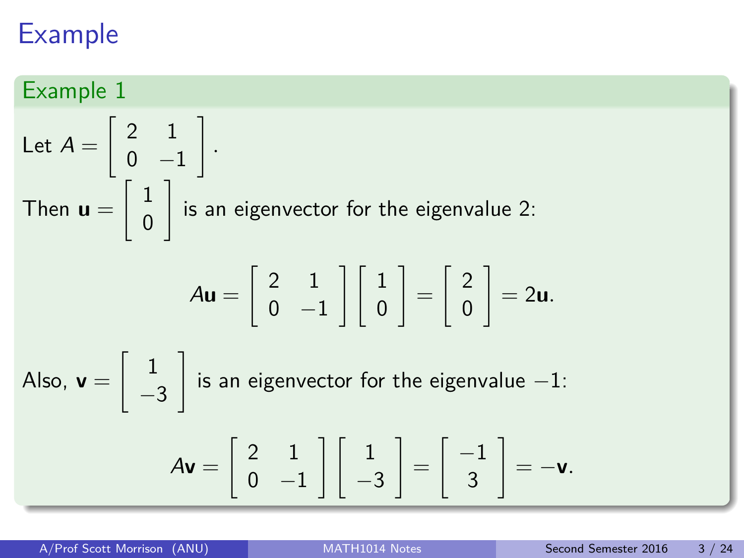# Example

## Example 1

Let $A = \begin{bmatrix} 2 & 1 \\ 0 & -1 \end{bmatrix}$.

Then $\mathbf{u} = \begin{bmatrix} 1 \\ 0 \end{bmatrix}$ is an eigenvector for the eigenvalue 2:

$$A\mathbf{u} = \begin{bmatrix} 2 & 1 \\ 0 & -1 \end{bmatrix} \begin{bmatrix} 1 \\ 0 \end{bmatrix} = \begin{bmatrix} 2 \\ 0 \end{bmatrix} = 2\mathbf{u}.$$

Also, $\mathbf{v} = \begin{bmatrix} 1 \\ -3 \end{bmatrix}$ is an eigenvector for the eigenvalue $-1$:

$$A\mathbf{v} = \begin{bmatrix} 2 & 1 \\ 0 & -1 \end{bmatrix} \begin{bmatrix} 1 \\ -3 \end{bmatrix} = \begin{bmatrix} -1 \\ 3 \end{bmatrix} = -\mathbf{v}.$$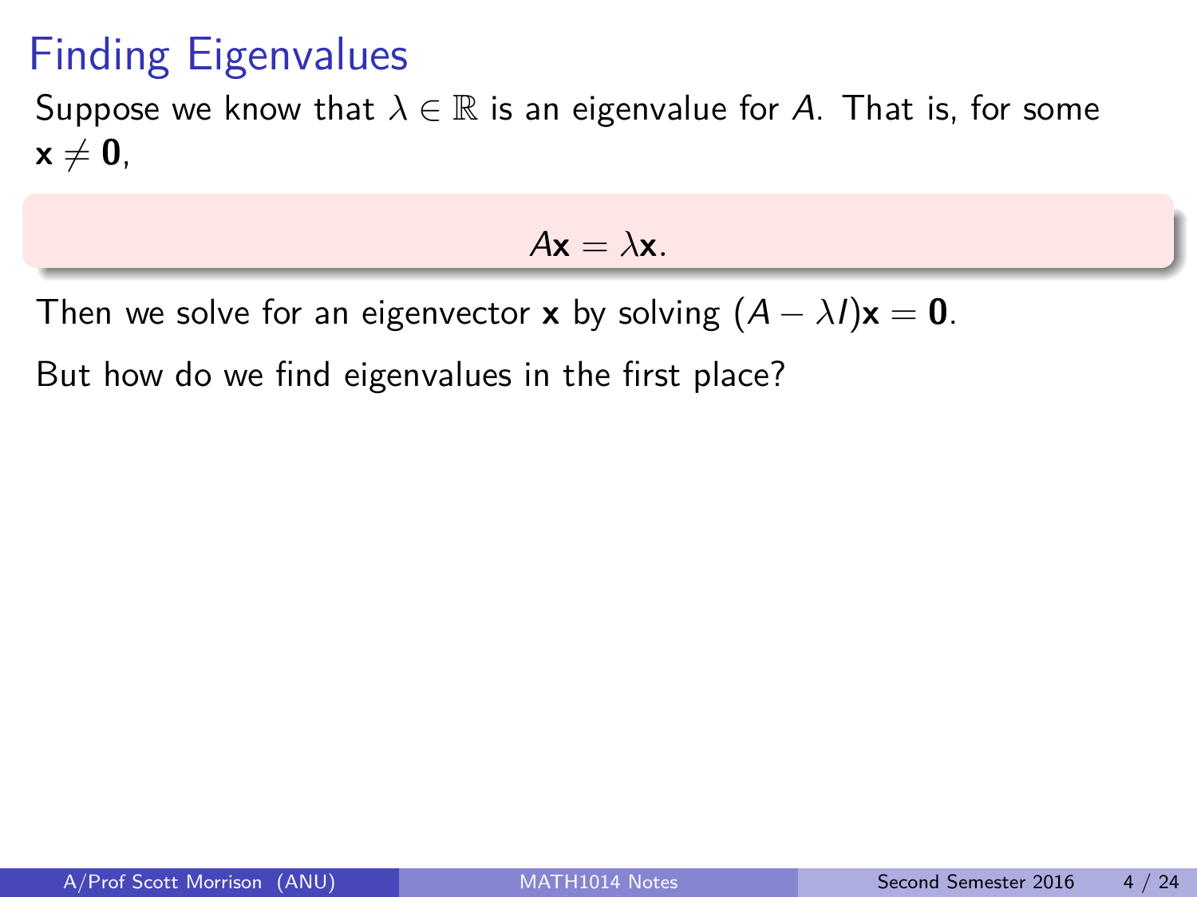# Finding Eigenvalues

Suppose we know that $\lambda \in \mathbb{R}$ is an eigenvalue for $A$. That is, for some $\mathbf{x} \neq \mathbf{0}$,

$$A\mathbf{x} = \lambda\mathbf{x}.$$

Then we solve for an eigenvector $\mathbf{x}$ by solving $(A - \lambda I)\mathbf{x} = \mathbf{0}$.

But how do we find eigenvalues in the first place?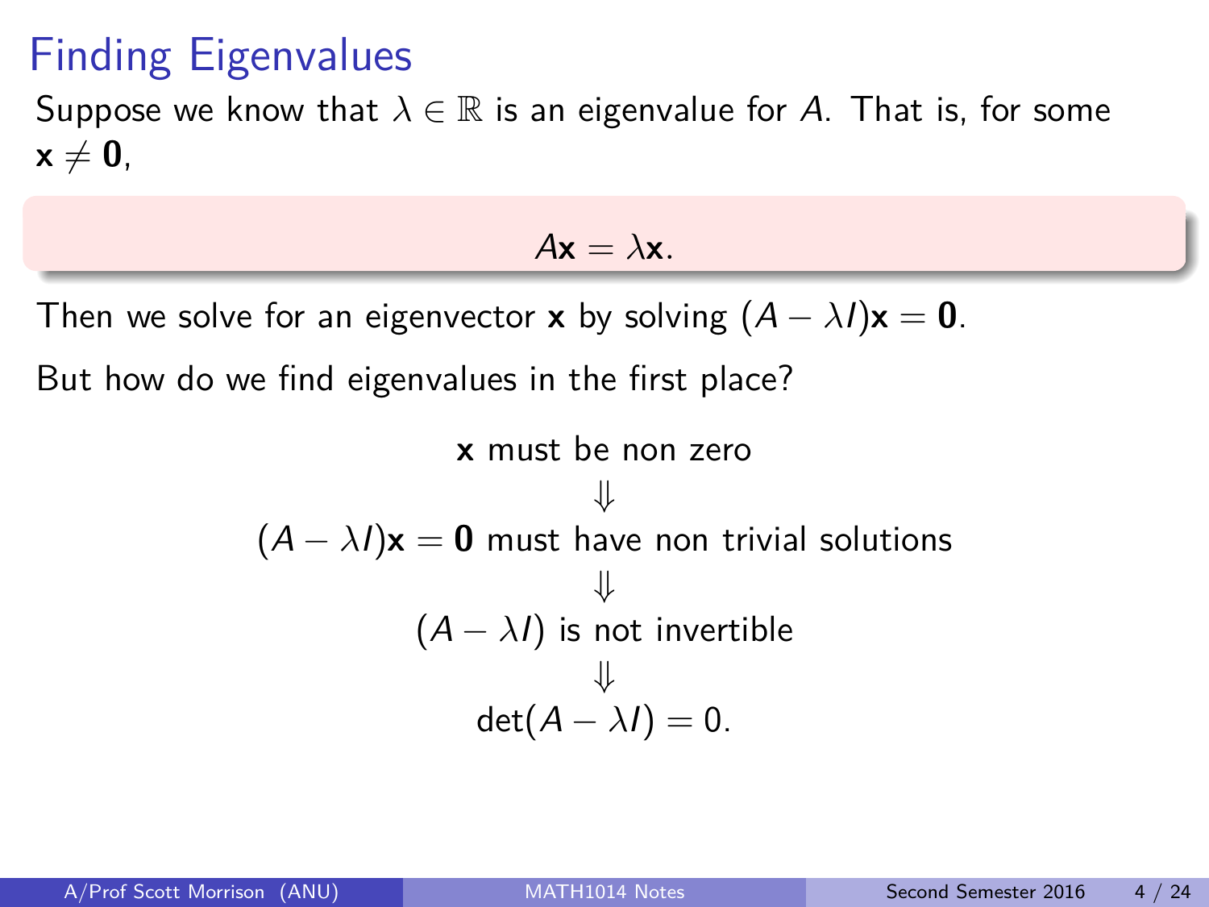# Finding Eigenvalues

Suppose we know that $\lambda \in \mathbb{R}$ is an eigenvalue for $A$. That is, for some $\mathbf{x} \neq \mathbf{0}$,

$$A\mathbf{x} = \lambda\mathbf{x}.$$

Then we solve for an eigenvector $\mathbf{x}$ by solving $(A - \lambda I)\mathbf{x} = \mathbf{0}$.

But how do we find eigenvalues in the first place?

$$\mathbf{x} \text{ must be non zero}$$

$$\Downarrow$$

$$(A - \lambda I)\mathbf{x} = \mathbf{0} \text{ must have non trivial solutions}$$

$$\Downarrow$$

$$(A - \lambda I) \text{ is not invertible}$$

$$\Downarrow$$

$$\det(A - \lambda I) = 0.$$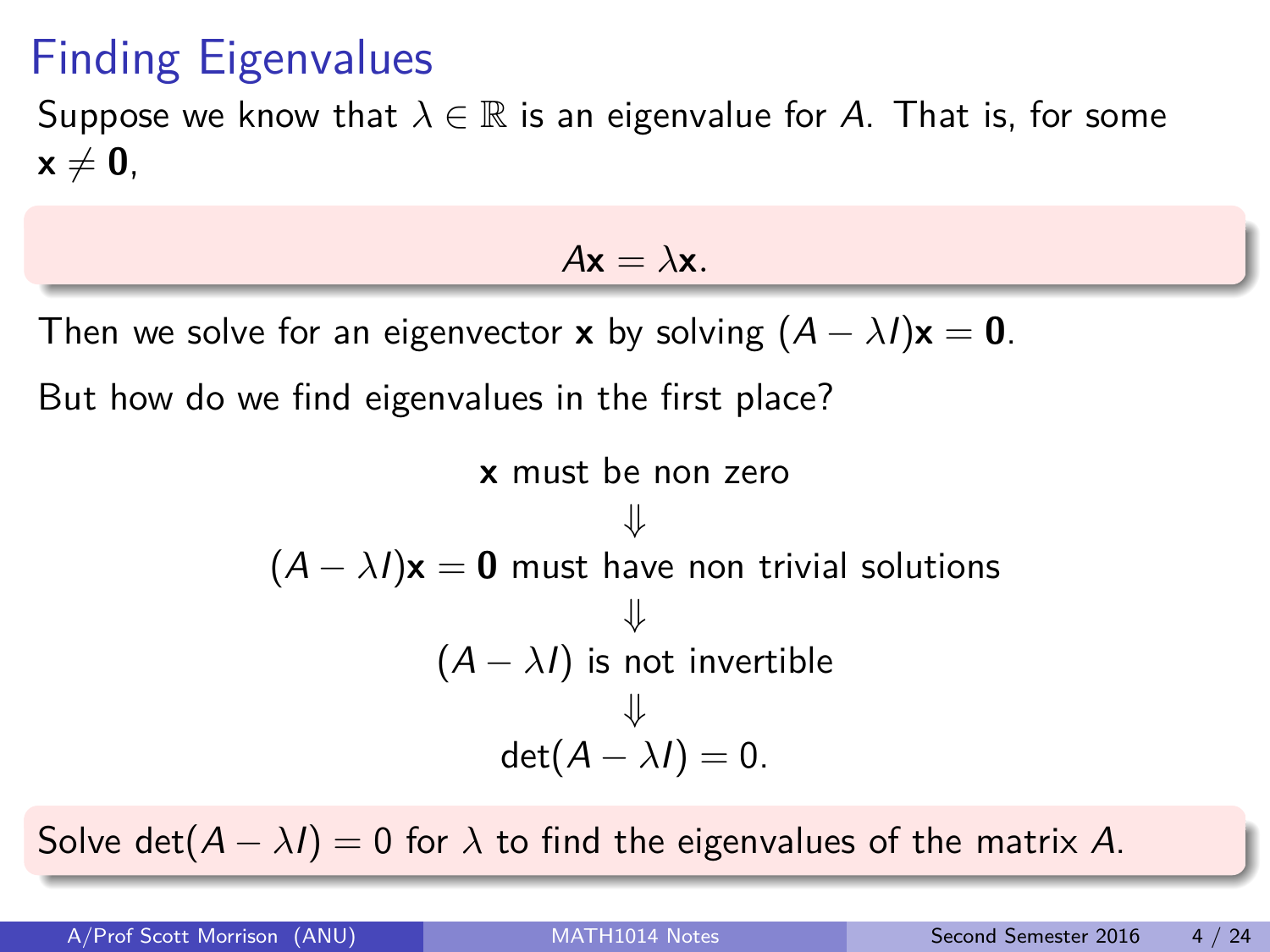# Finding Eigenvalues

Suppose we know that $\lambda \in \mathbb{R}$ is an eigenvalue for $A$. That is, for some $\mathbf{x} \neq \mathbf{0}$,

$$A\mathbf{x} = \lambda\mathbf{x}.$$

Then we solve for an eigenvector $\mathbf{x}$ by solving $(A - \lambda I)\mathbf{x} = \mathbf{0}$.

But how do we find eigenvalues in the first place?

$$
\begin{gathered}
\mathbf{x} \text{ must be non zero} \\
\Downarrow \\
(A - \lambda I)\mathbf{x} = \mathbf{0} \text{ must have non trivial solutions} \\
\Downarrow \\
(A - \lambda I) \text{ is not invertible} \\
\Downarrow \\
\det(A - \lambda I) = 0.
\end{gathered}
$$

Solve $\det(A - \lambda I) = 0$ for $\lambda$ to find the eigenvalues of the matrix $A$.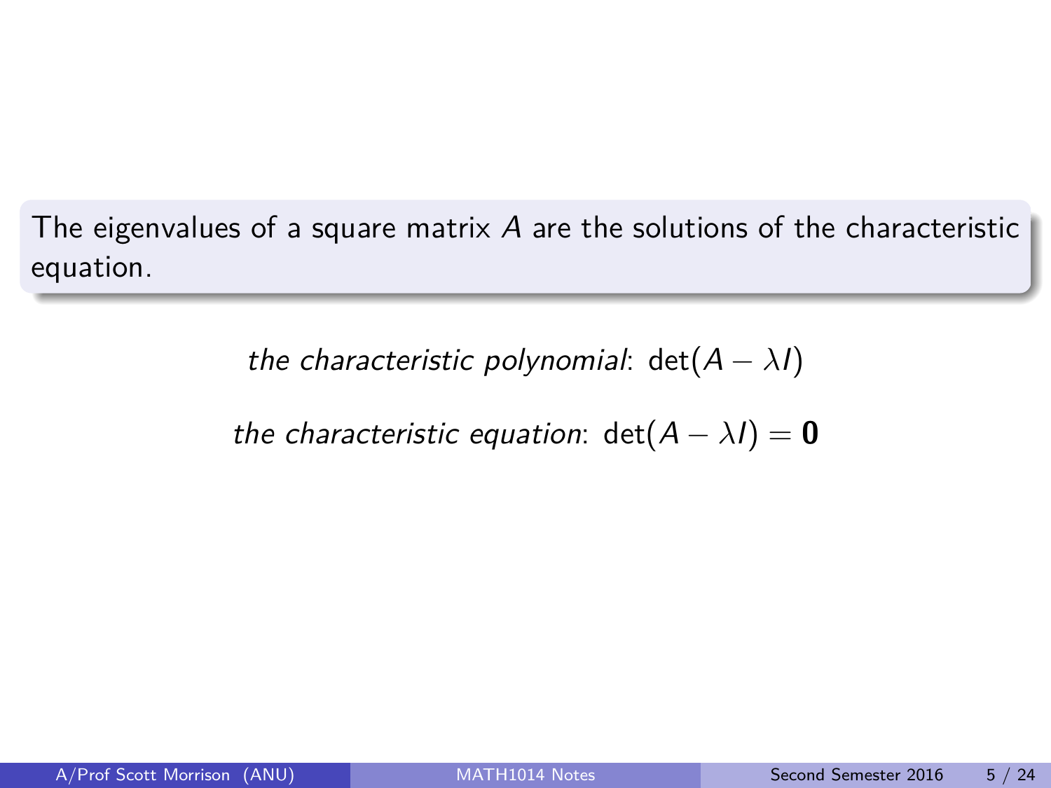The eigenvalues of a square matrix $A$ are the solutions of the characteristic equation.

*the characteristic polynomial*: $\det(A - \lambda I)$

*the characteristic equation*: $\det(A - \lambda I) = \mathbf{0}$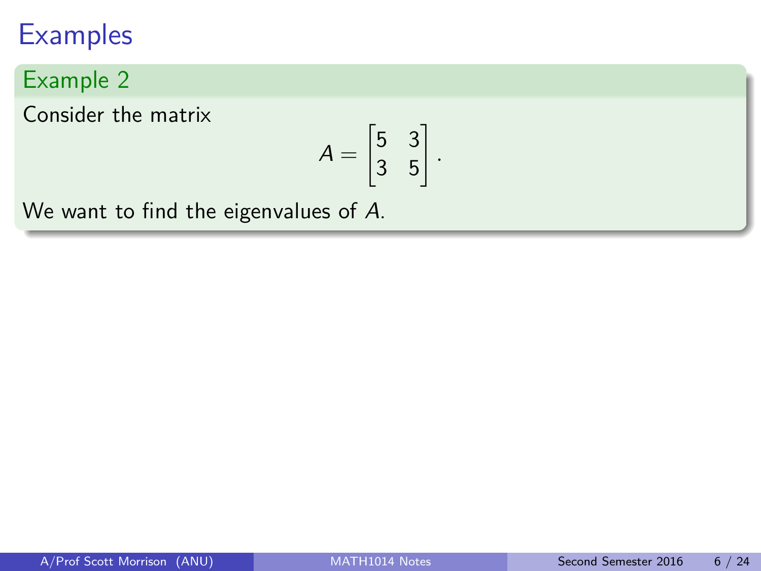# Examples

## Example 2

Consider the matrix

$$A = \begin{bmatrix} 5 & 3 \\ 3 & 5 \end{bmatrix}.$$

We want to find the eigenvalues of $A$.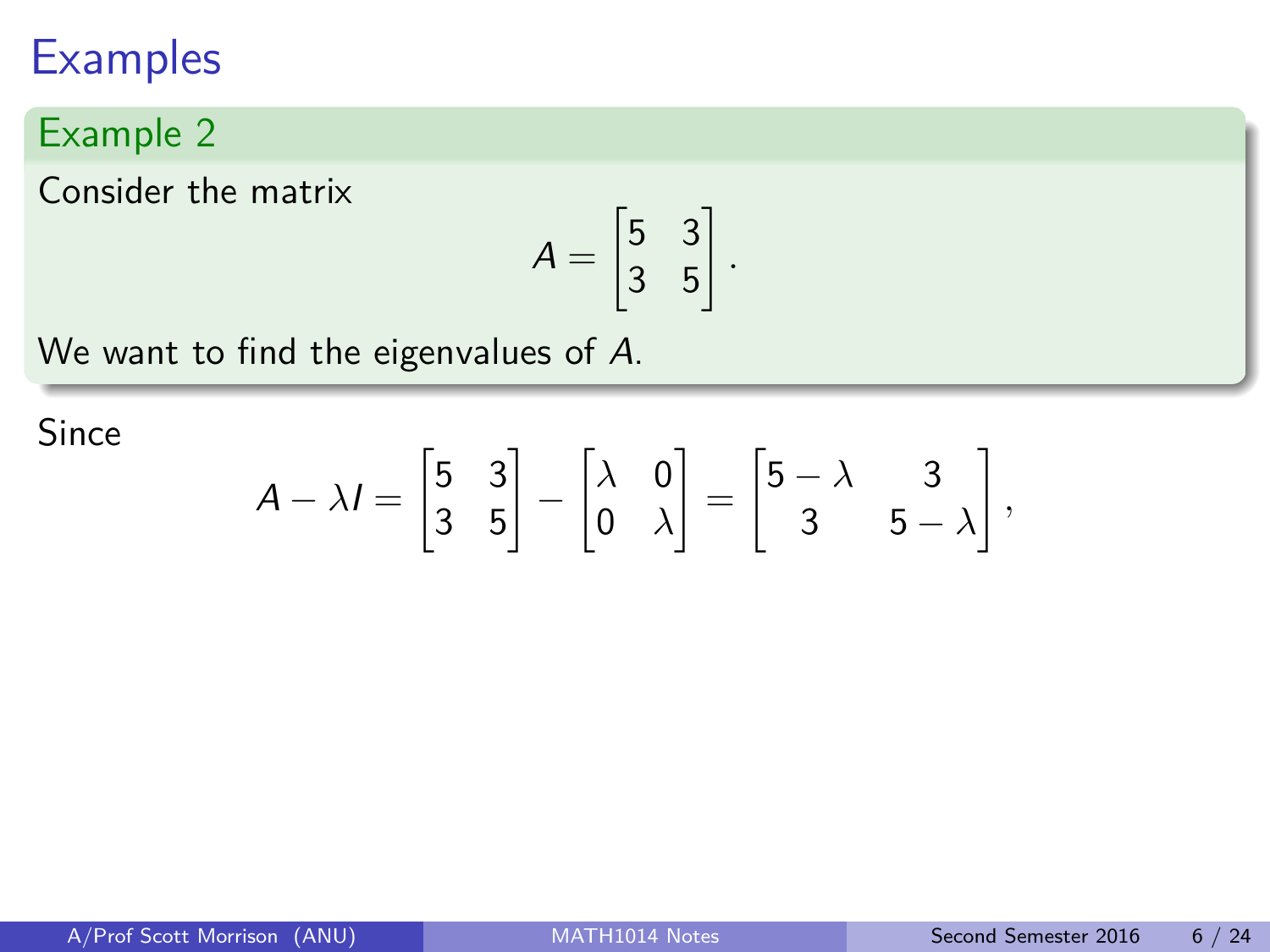# Examples

## Example 2

Consider the matrix

$$A = \begin{bmatrix} 5 & 3 \\ 3 & 5 \end{bmatrix}.$$

We want to find the eigenvalues of $A$.

Since

$$A - \lambda I = \begin{bmatrix} 5 & 3 \\ 3 & 5 \end{bmatrix} - \begin{bmatrix} \lambda & 0 \\ 0 & \lambda \end{bmatrix} = \begin{bmatrix} 5 - \lambda & 3 \\ 3 & 5 - \lambda \end{bmatrix},$$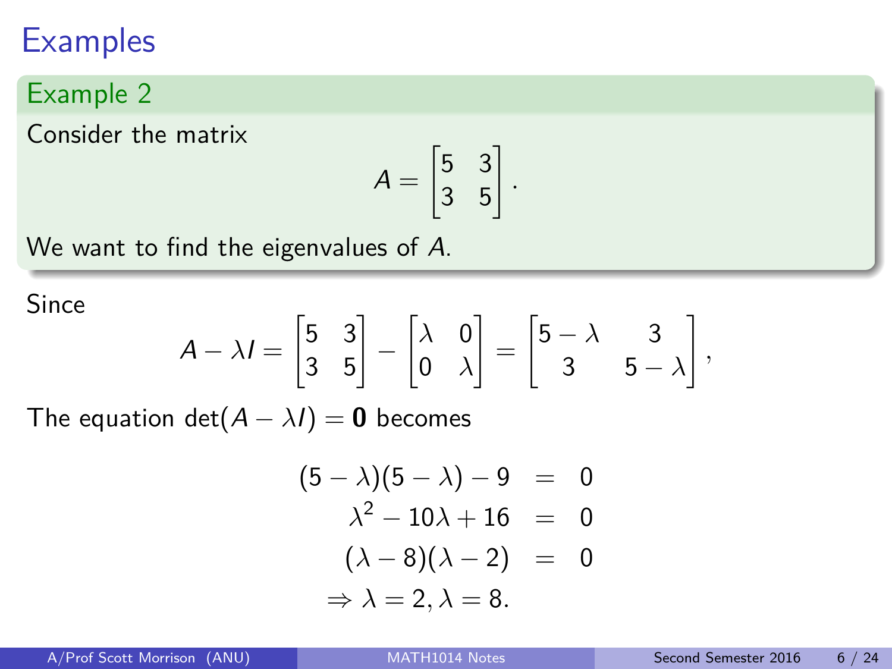# Examples

## Example 2

Consider the matrix

$$A = \begin{bmatrix} 5 & 3 \\ 3 & 5 \end{bmatrix}.$$

We want to find the eigenvalues of $A$.

Since

$$A - \lambda I = \begin{bmatrix} 5 & 3 \\ 3 & 5 \end{bmatrix} - \begin{bmatrix} \lambda & 0 \\ 0 & \lambda \end{bmatrix} = \begin{bmatrix} 5-\lambda & 3 \\ 3 & 5-\lambda \end{bmatrix},$$

The equation $\det(A - \lambda I) = \mathbf{0}$ becomes

$$\begin{aligned} (5-\lambda)(5-\lambda) - 9 &= 0 \\ \lambda^2 - 10\lambda + 16 &= 0 \\ (\lambda - 8)(\lambda - 2) &= 0 \\ \Rightarrow \lambda = 2, \lambda = 8. \end{aligned}$$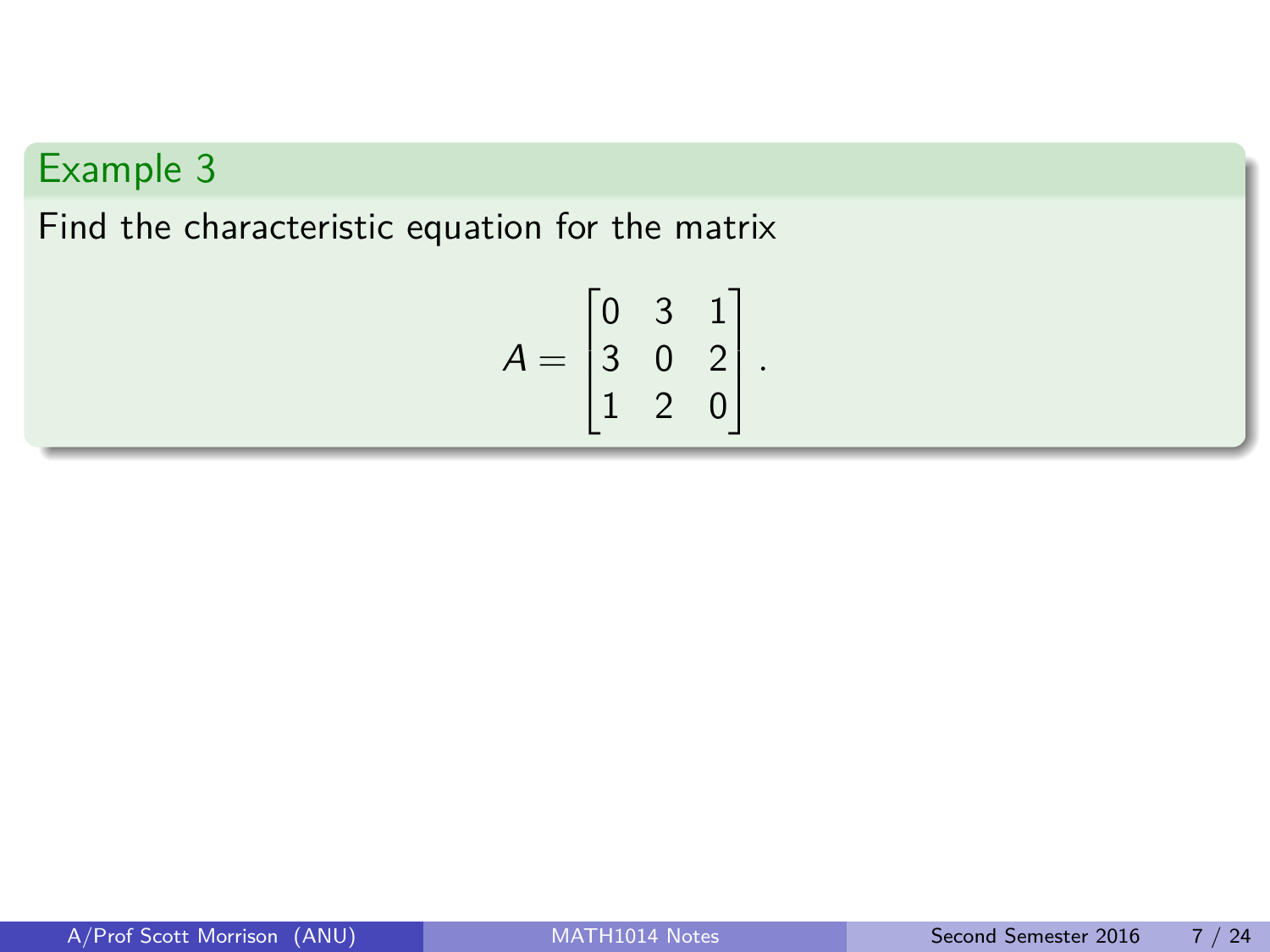## Example 3

Find the characteristic equation for the matrix

$$A = \begin{bmatrix} 0 & 3 & 1 \\ 3 & 0 & 2 \\ 1 & 2 & 0 \end{bmatrix}.$$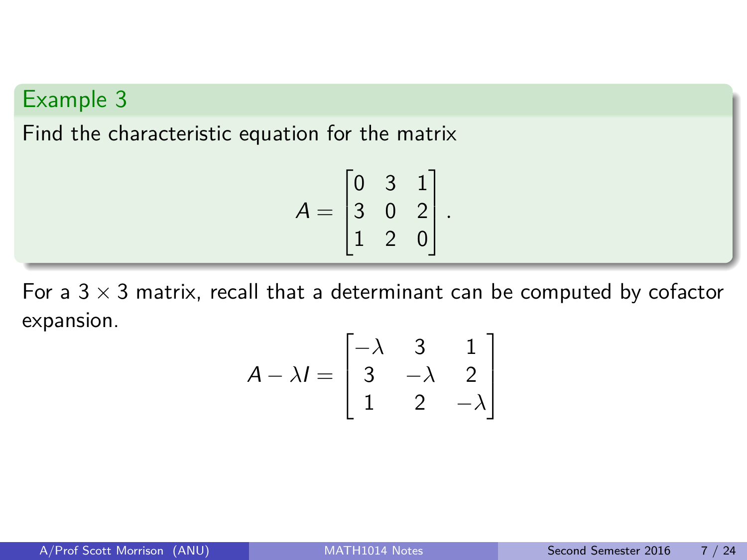## Example 3

Find the characteristic equation for the matrix

$$A = \begin{bmatrix} 0 & 3 & 1 \\ 3 & 0 & 2 \\ 1 & 2 & 0 \end{bmatrix}.$$

For a $3 \times 3$ matrix, recall that a determinant can be computed by cofactor expansion.

$$A - \lambda I = \begin{bmatrix} -\lambda & 3 & 1 \\ 3 & -\lambda & 2 \\ 1 & 2 & -\lambda \end{bmatrix}$$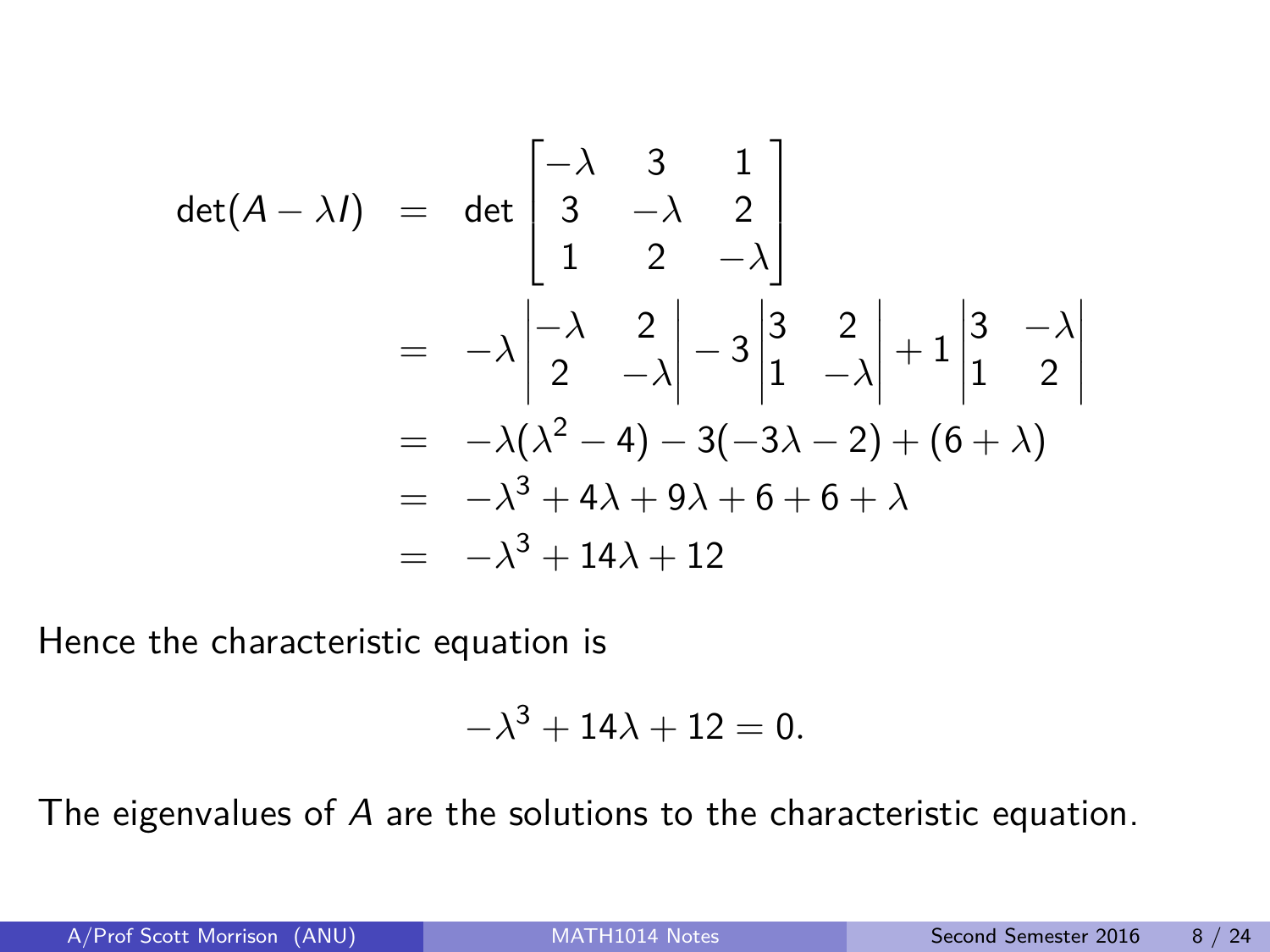$$
\begin{aligned}
\det(A - \lambda I) &= \det \begin{bmatrix} -\lambda & 3 & 1 \\ 3 & -\lambda & 2 \\ 1 & 2 & -\lambda \end{bmatrix} \\
&= -\lambda \begin{vmatrix} -\lambda & 2 \\ 2 & -\lambda \end{vmatrix} - 3 \begin{vmatrix} 3 & 2 \\ 1 & -\lambda \end{vmatrix} + 1 \begin{vmatrix} 3 & -\lambda \\ 1 & 2 \end{vmatrix} \\
&= -\lambda(\lambda^2 - 4) - 3(-3\lambda - 2) + (6 + \lambda) \\
&= -\lambda^3 + 4\lambda + 9\lambda + 6 + 6 + \lambda \\
&= -\lambda^3 + 14\lambda + 12
\end{aligned}
$$

Hence the characteristic equation is

$$-\lambda^3 + 14\lambda + 12 = 0.$$

The eigenvalues of $A$ are the solutions to the characteristic equation.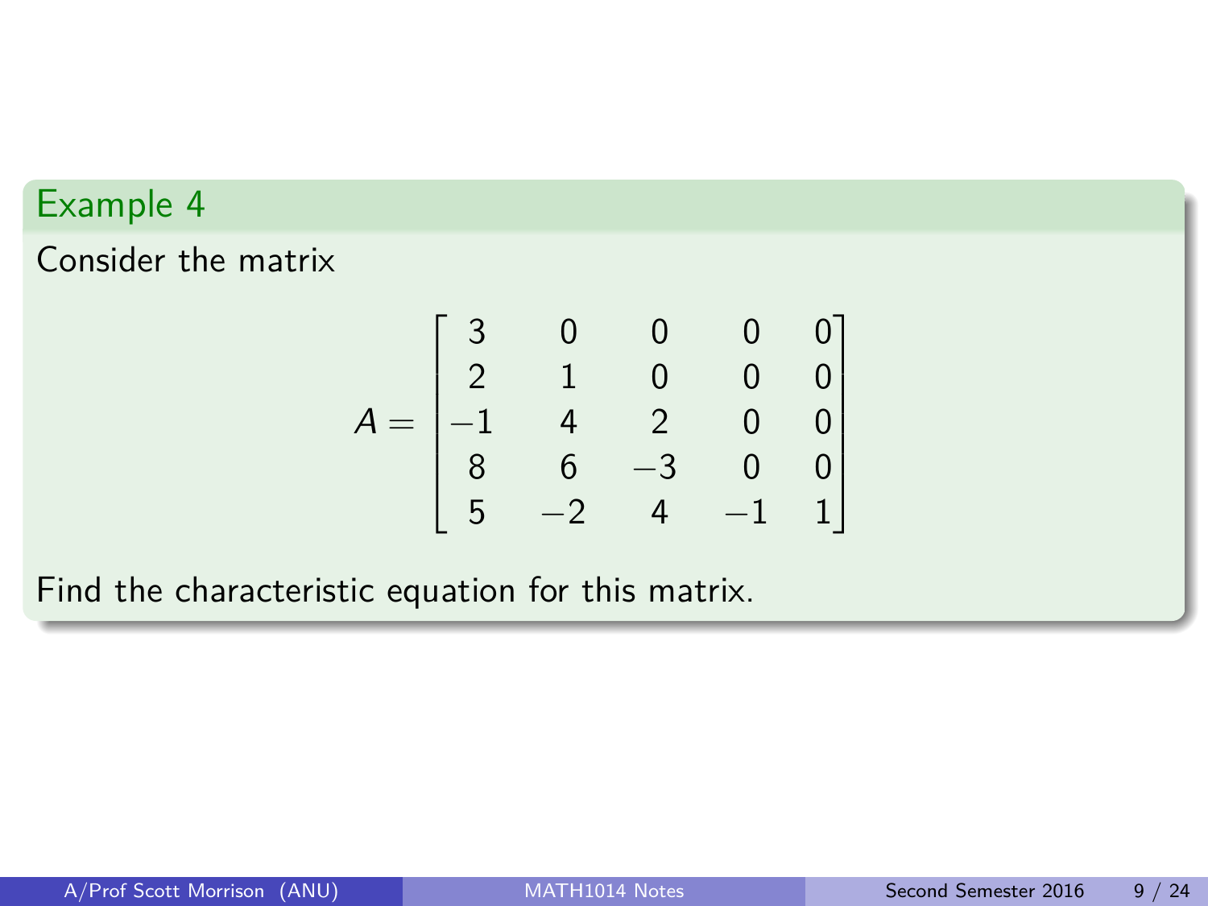## Example 4

Consider the matrix

$$A = \begin{bmatrix} 3 & 0 & 0 & 0 & 0 \\ 2 & 1 & 0 & 0 & 0 \\ -1 & 4 & 2 & 0 & 0 \\ 8 & 6 & -3 & 0 & 0 \\ 5 & -2 & 4 & -1 & 1 \end{bmatrix}$$

Find the characteristic equation for this matrix.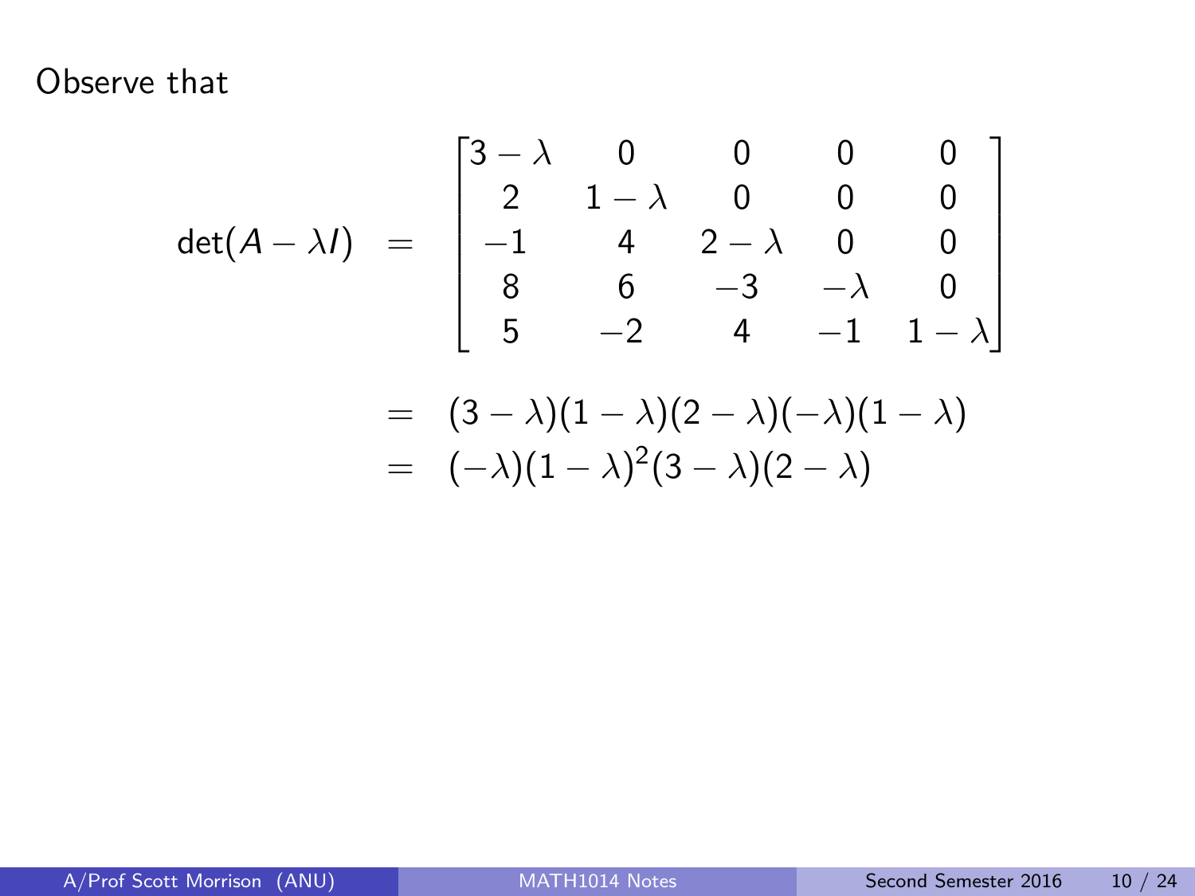Observe that

$$
\begin{aligned}
\det(A - \lambda I) &= \begin{bmatrix} 3-\lambda & 0 & 0 & 0 & 0 \\ 2 & 1-\lambda & 0 & 0 & 0 \\ -1 & 4 & 2-\lambda & 0 & 0 \\ 8 & 6 & -3 & -\lambda & 0 \\ 5 & -2 & 4 & -1 & 1-\lambda \end{bmatrix} \\
&= (3-\lambda)(1-\lambda)(2-\lambda)(-\lambda)(1-\lambda) \\
&= (-\lambda)(1-\lambda)^2(3-\lambda)(2-\lambda)
\end{aligned}
$$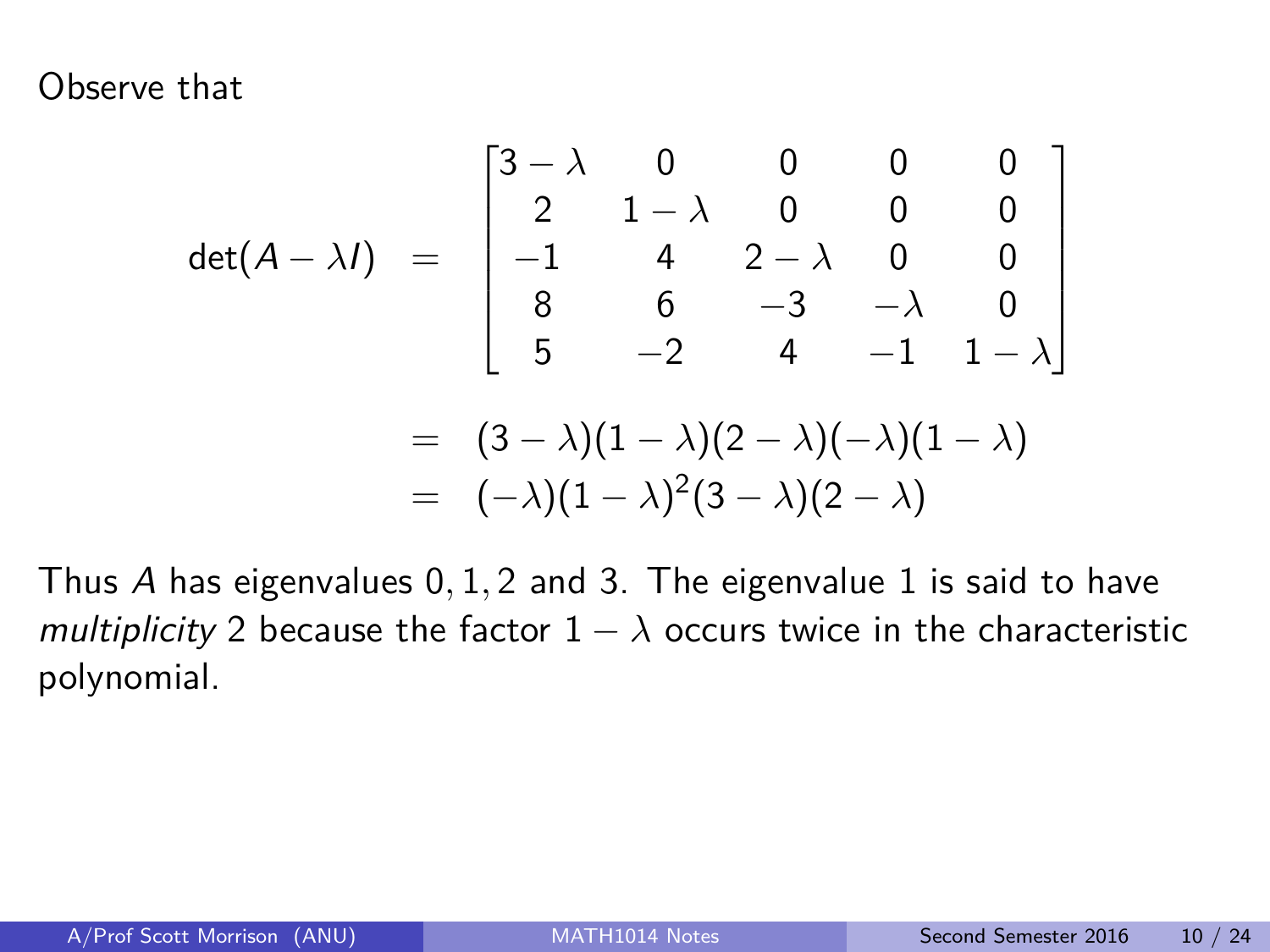Observe that

$$
\det(A - \lambda I) = \begin{bmatrix} 3-\lambda & 0 & 0 & 0 & 0 \\ 2 & 1-\lambda & 0 & 0 & 0 \\ -1 & 4 & 2-\lambda & 0 & 0 \\ 8 & 6 & -3 & -\lambda & 0 \\ 5 & -2 & 4 & -1 & 1-\lambda \end{bmatrix}
$$

$$
= (3-\lambda)(1-\lambda)(2-\lambda)(-\lambda)(1-\lambda)
$$

$$
= (-\lambda)(1-\lambda)^2(3-\lambda)(2-\lambda)
$$

Thus $A$ has eigenvalues $0, 1, 2$ and $3$. The eigenvalue $1$ is said to have *multiplicity* 2 because the factor $1 - \lambda$ occurs twice in the characteristic polynomial.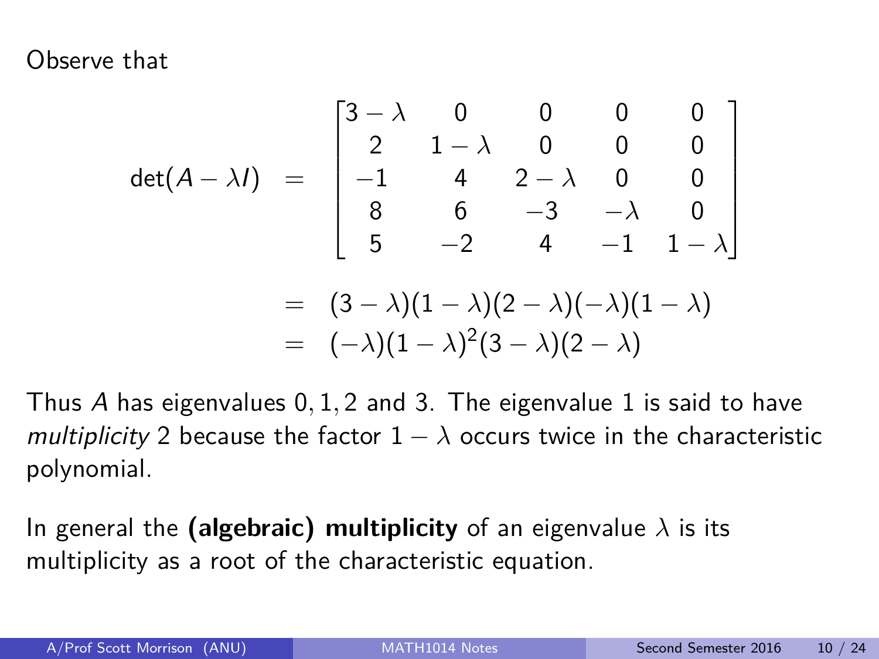Observe that

$$
\begin{aligned}
\det(A - \lambda I) &= \begin{bmatrix} 3-\lambda & 0 & 0 & 0 & 0 \\ 2 & 1-\lambda & 0 & 0 & 0 \\ -1 & 4 & 2-\lambda & 0 & 0 \\ 8 & 6 & -3 & -\lambda & 0 \\ 5 & -2 & 4 & -1 & 1-\lambda \end{bmatrix} \\
&= (3-\lambda)(1-\lambda)(2-\lambda)(-\lambda)(1-\lambda) \\
&= (-\lambda)(1-\lambda)^2(3-\lambda)(2-\lambda)
\end{aligned}
$$

Thus $A$ has eigenvalues $0, 1, 2$ and $3$. The eigenvalue $1$ is said to have *multiplicity* 2 because the factor $1 - \lambda$ occurs twice in the characteristic polynomial.

In general the **(algebraic) multiplicity** of an eigenvalue $\lambda$ is its multiplicity as a root of the characteristic equation.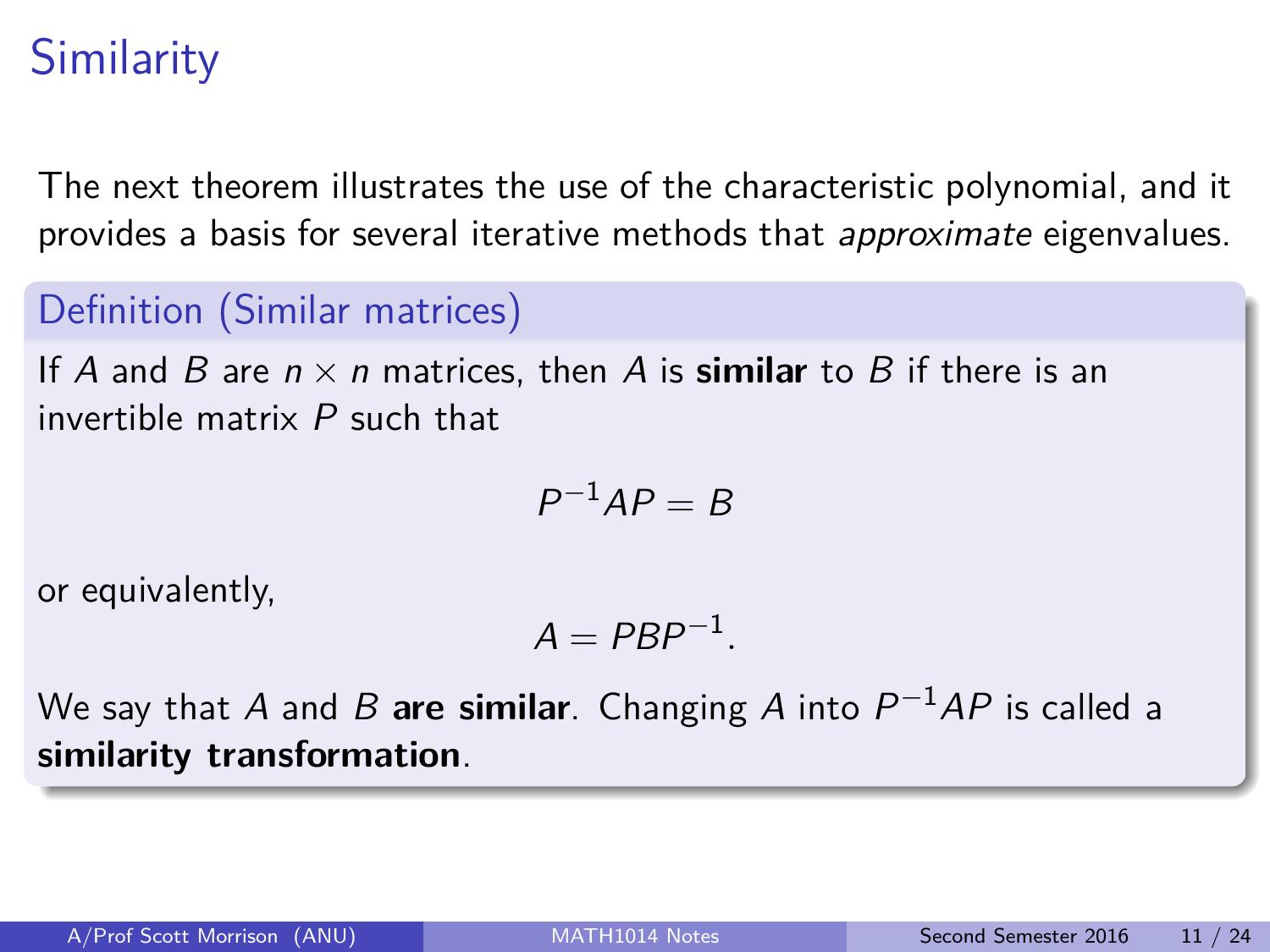# Similarity

The next theorem illustrates the use of the characteristic polynomial, and it provides a basis for several iterative methods that *approximate* eigenvalues.

## Definition (Similar matrices)

If $A$ and $B$ are $n \times n$ matrices, then $A$ is **similar** to $B$ if there is an invertible matrix $P$ such that

$$P^{-1}AP = B$$

or equivalently,

$$A = PBP^{-1}.$$

We say that $A$ and $B$ **are similar**. Changing $A$ into $P^{-1}AP$ is called a **similarity transformation**.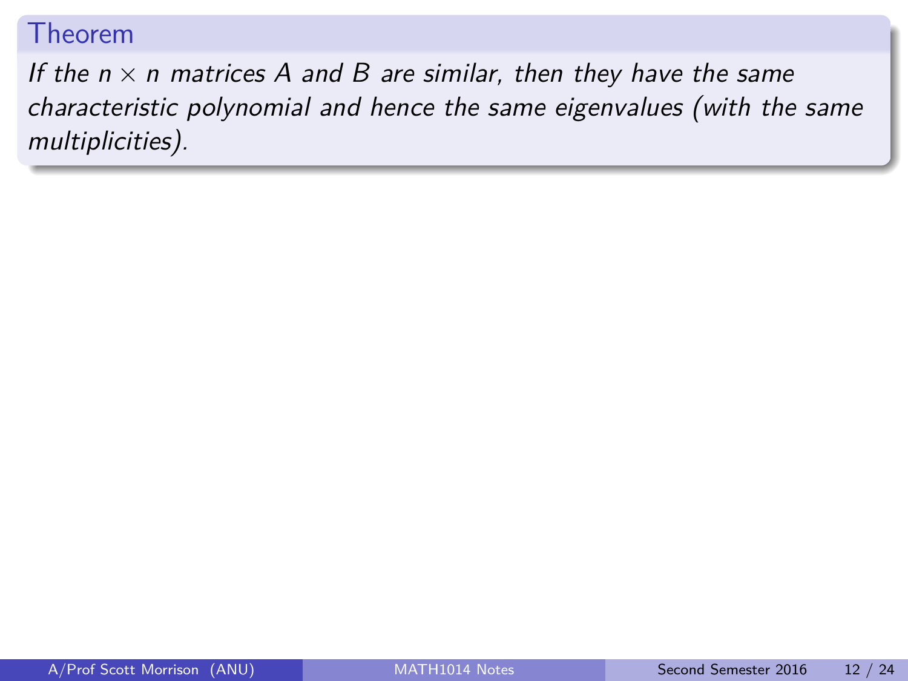**Theorem**

*If the $n \times n$ matrices $A$ and $B$ are similar, then they have the same characteristic polynomial and hence the same eigenvalues (with the same multiplicities).*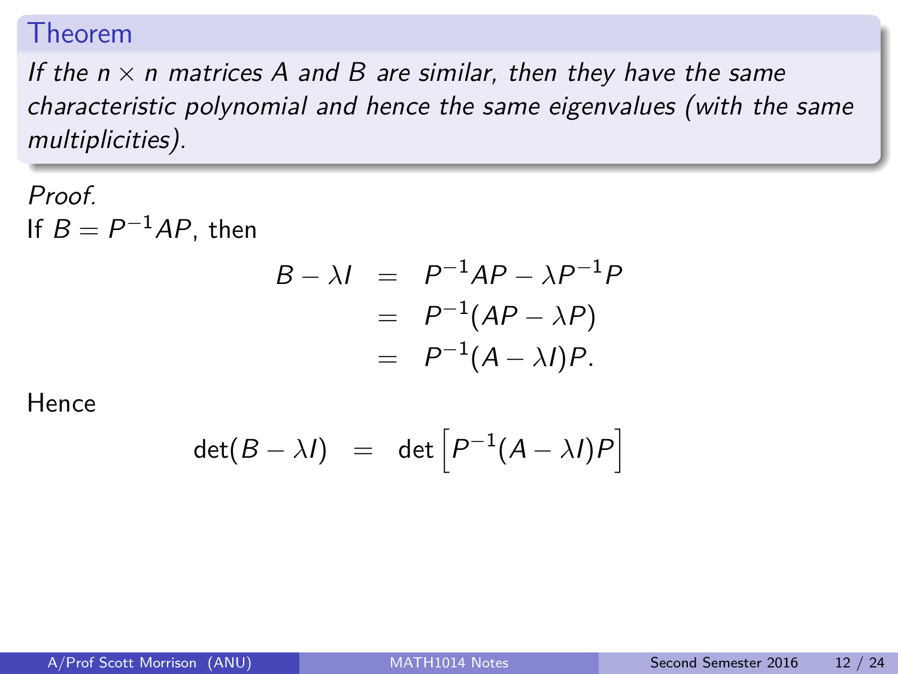**Theorem**

*If the $n \times n$ matrices $A$ and $B$ are similar, then they have the same characteristic polynomial and hence the same eigenvalues (with the same multiplicities).*

*Proof.*
If $B = P^{-1}AP$, then

$$
\begin{aligned}
B - \lambda I &= P^{-1}AP - \lambda P^{-1}P \\
&= P^{-1}(AP - \lambda P) \\
&= P^{-1}(A - \lambda I)P.
\end{aligned}
$$

Hence

$$
\det(B - \lambda I) = \det\left[P^{-1}(A - \lambda I)P\right]
$$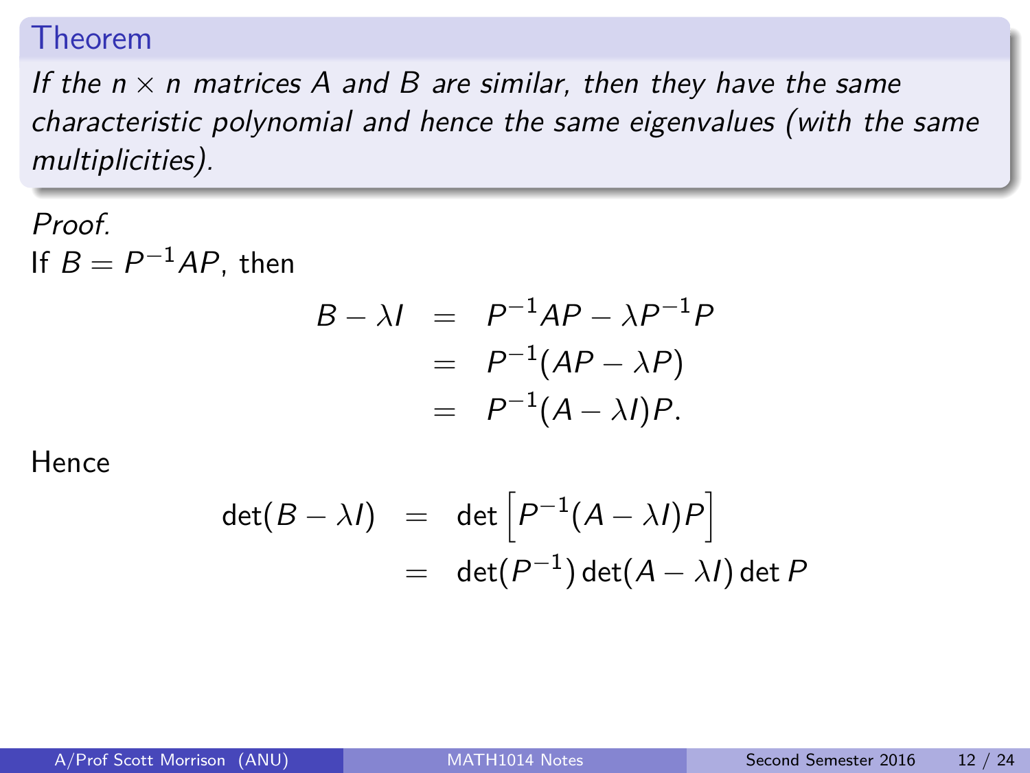**Theorem**

*If the $n \times n$ matrices $A$ and $B$ are similar, then they have the same characteristic polynomial and hence the same eigenvalues (with the same multiplicities).*

*Proof.*

If $B = P^{-1}AP$, then

$$
\begin{aligned}
B - \lambda I &= P^{-1}AP - \lambda P^{-1}P \\
&= P^{-1}(AP - \lambda P) \\
&= P^{-1}(A - \lambda I)P.
\end{aligned}
$$

Hence

$$
\begin{aligned}
\det(B - \lambda I) &= \det\left[P^{-1}(A - \lambda I)P\right] \\
&= \det(P^{-1})\det(A - \lambda I)\det P
\end{aligned}
$$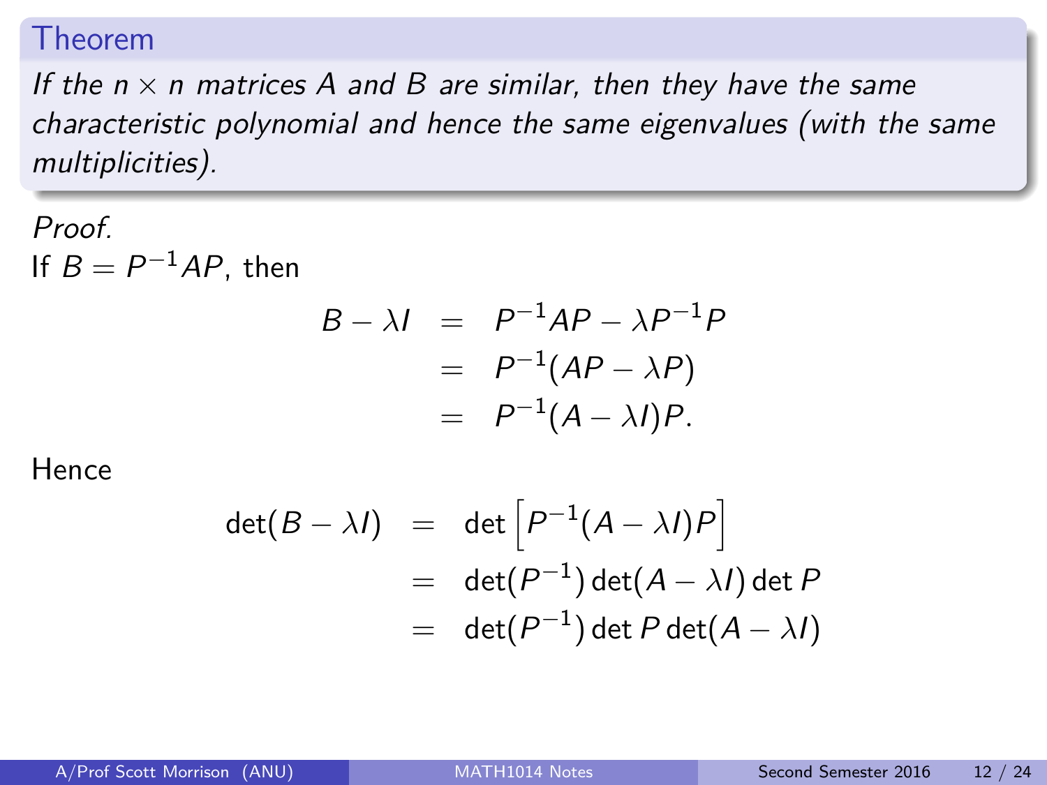**Theorem**

*If the $n \times n$ matrices $A$ and $B$ are similar, then they have the same characteristic polynomial and hence the same eigenvalues (with the same multiplicities).*

*Proof.*

If $B = P^{-1}AP$, then

$$
\begin{aligned}
B - \lambda I &= P^{-1}AP - \lambda P^{-1}P \\
&= P^{-1}(AP - \lambda P) \\
&= P^{-1}(A - \lambda I)P.
\end{aligned}
$$

Hence

$$
\begin{aligned}
\det(B - \lambda I) &= \det\left[P^{-1}(A - \lambda I)P\right] \\
&= \det(P^{-1})\det(A - \lambda I)\det P \\
&= \det(P^{-1})\det P \det(A - \lambda I)
\end{aligned}
$$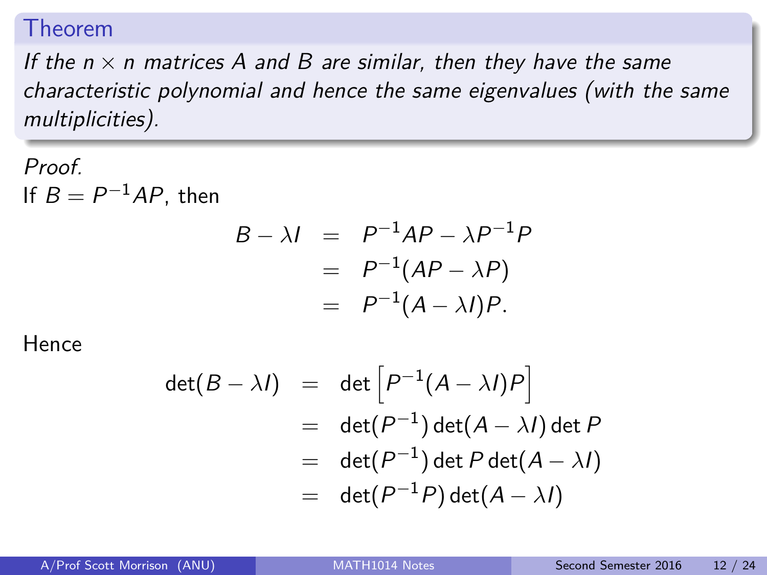**Theorem**

*If the $n \times n$ matrices $A$ and $B$ are similar, then they have the same characteristic polynomial and hence the same eigenvalues (with the same multiplicities).*

*Proof.*

If $B = P^{-1}AP$, then

$$
\begin{aligned}
B - \lambda I &= P^{-1}AP - \lambda P^{-1}P \\
&= P^{-1}(AP - \lambda P) \\
&= P^{-1}(A - \lambda I)P.
\end{aligned}
$$

Hence

$$
\begin{aligned}
\det(B - \lambda I) &= \det\left[P^{-1}(A - \lambda I)P\right] \\
&= \det(P^{-1})\det(A - \lambda I)\det P \\
&= \det(P^{-1})\det P\det(A - \lambda I) \\
&= \det(P^{-1}P)\det(A - \lambda I)
\end{aligned}
$$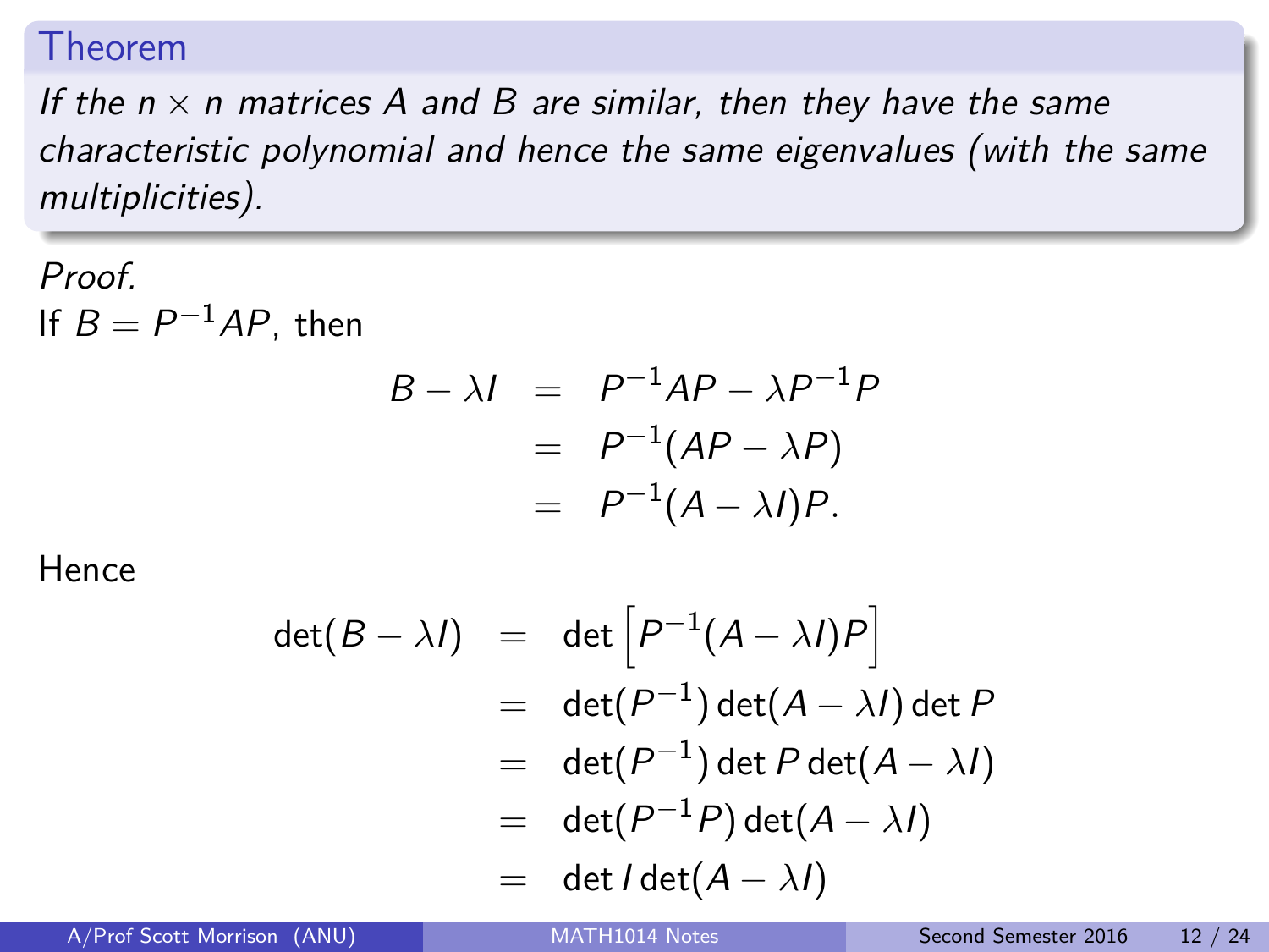**Theorem**

*If the $n \times n$ matrices $A$ and $B$ are similar, then they have the same characteristic polynomial and hence the same eigenvalues (with the same multiplicities).*

*Proof.*
If $B = P^{-1}AP$, then

$$
\begin{aligned}
B - \lambda I &= P^{-1}AP - \lambda P^{-1}P \\
&= P^{-1}(AP - \lambda P) \\
&= P^{-1}(A - \lambda I)P.
\end{aligned}
$$

Hence

$$
\begin{aligned}
\det(B - \lambda I) &= \det\left[P^{-1}(A - \lambda I)P\right] \\
&= \det(P^{-1})\det(A - \lambda I)\det P \\
&= \det(P^{-1})\det P \det(A - \lambda I) \\
&= \det(P^{-1}P)\det(A - \lambda I) \\
&= \det I \det(A - \lambda I)
\end{aligned}
$$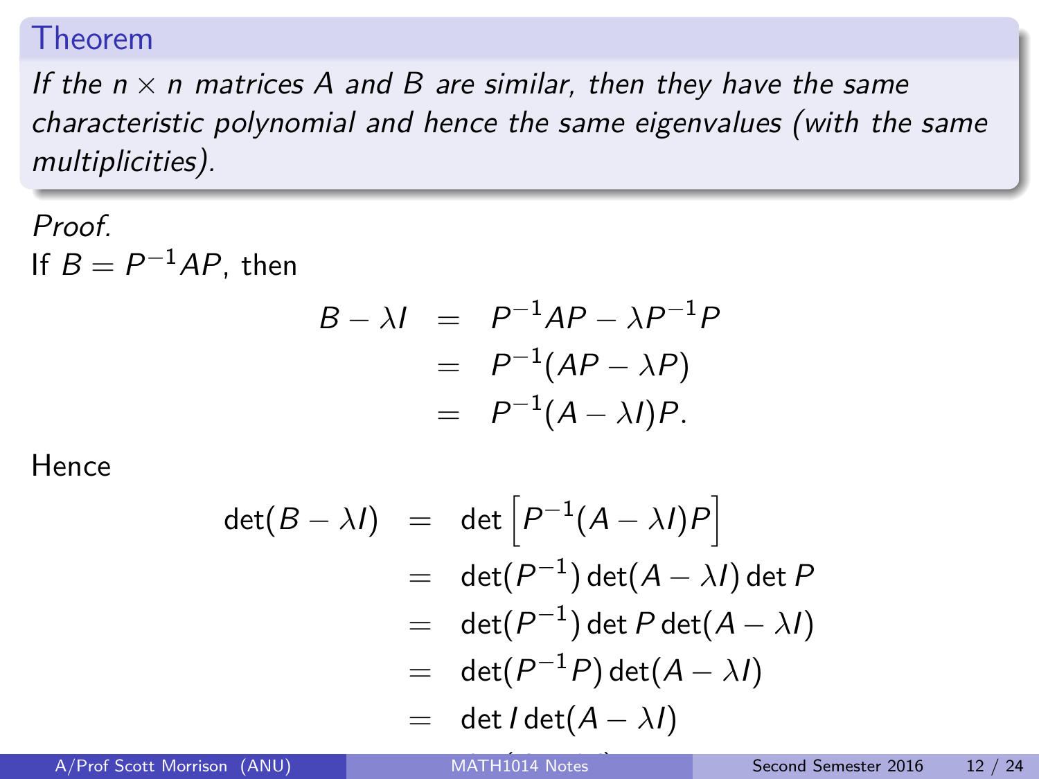**Theorem**

*If the $n \times n$ matrices $A$ and $B$ are similar, then they have the same characteristic polynomial and hence the same eigenvalues (with the same multiplicities).*

*Proof.*

If $B = P^{-1}AP$, then

$$
\begin{aligned}
B - \lambda I &= P^{-1}AP - \lambda P^{-1}P \\
&= P^{-1}(AP - \lambda P) \\
&= P^{-1}(A - \lambda I)P.
\end{aligned}
$$

Hence

$$
\begin{aligned}
\det(B - \lambda I) &= \det\left[P^{-1}(A - \lambda I)P\right] \\
&= \det(P^{-1})\det(A - \lambda I)\det P \\
&= \det(P^{-1})\det P\det(A - \lambda I) \\
&= \det(P^{-1}P)\det(A - \lambda I) \\
&= \det I\det(A - \lambda I)
\end{aligned}
$$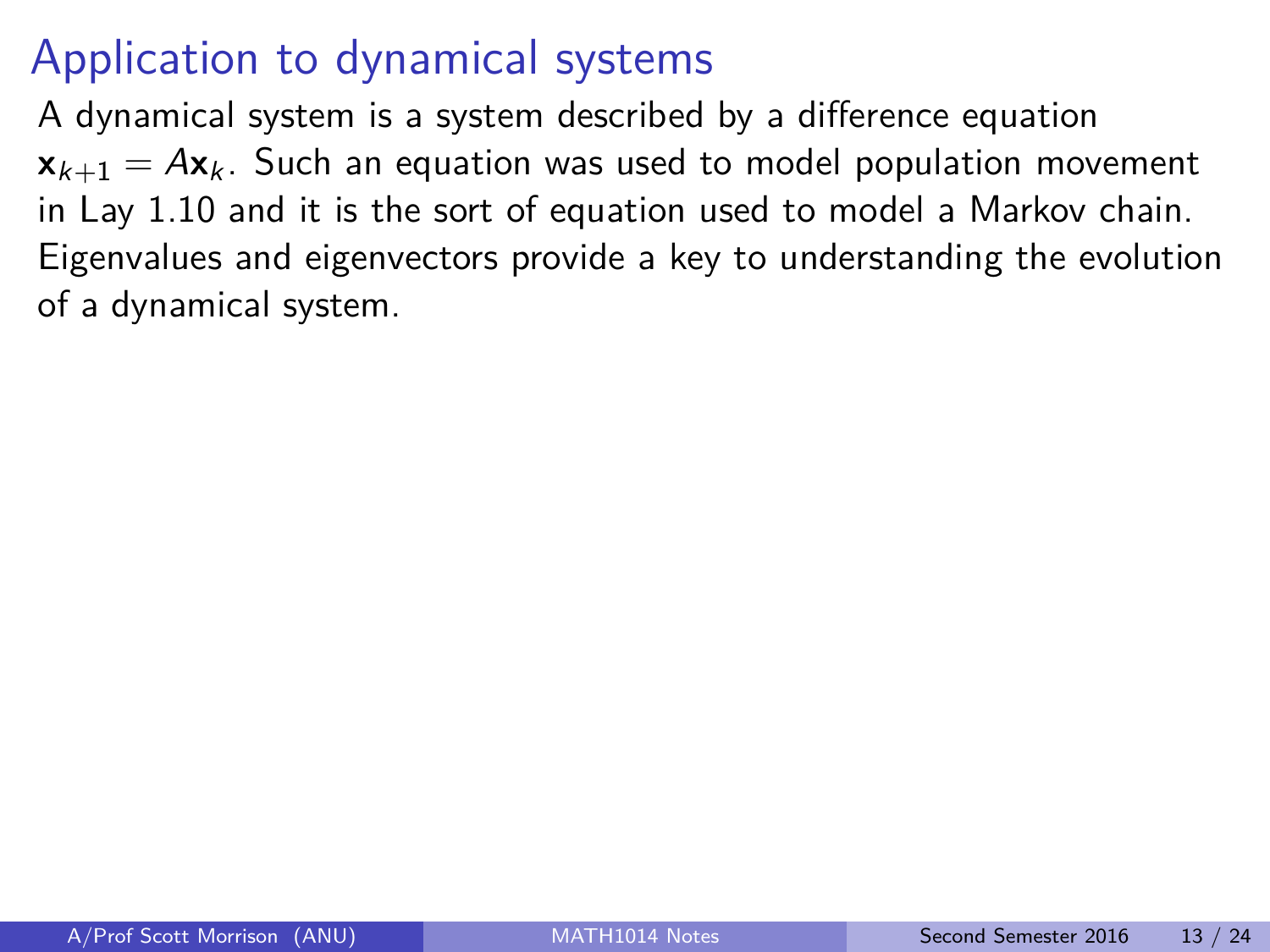# Application to dynamical systems

A dynamical system is a system described by a difference equation $\mathbf{x}_{k+1} = A\mathbf{x}_k$. Such an equation was used to model population movement in Lay 1.10 and it is the sort of equation used to model a Markov chain. Eigenvalues and eigenvectors provide a key to understanding the evolution of a dynamical system.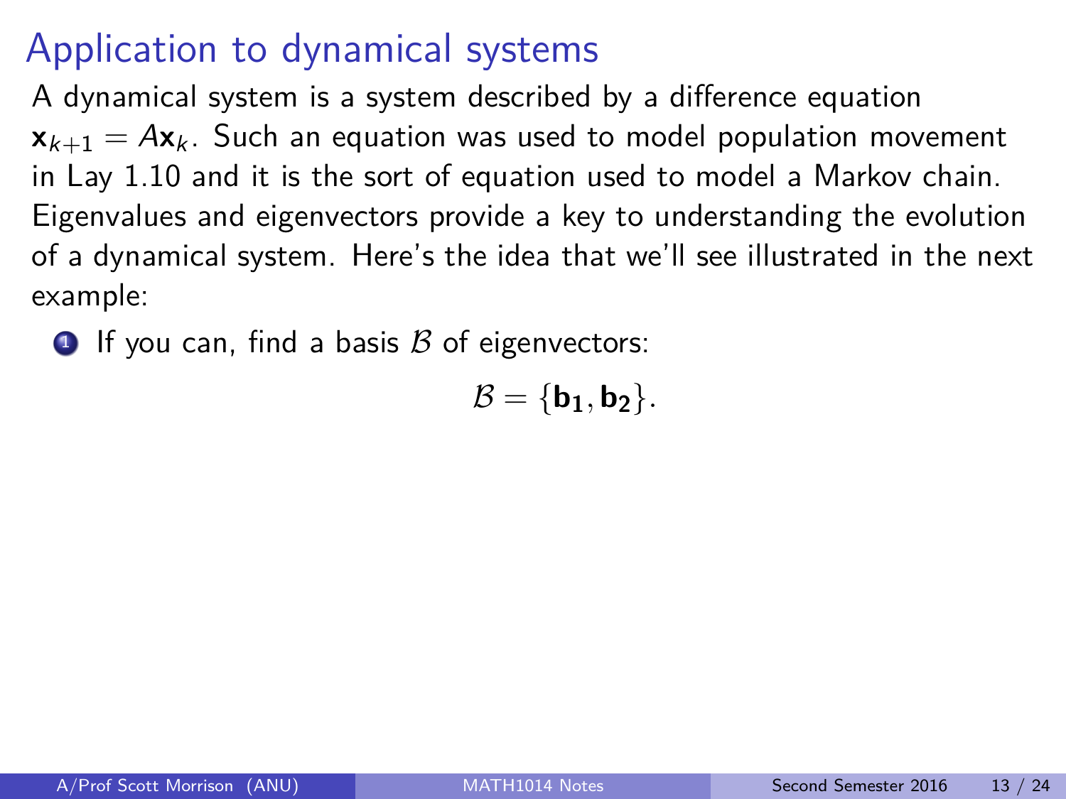# Application to dynamical systems

A dynamical system is a system described by a difference equation $\mathbf{x}_{k+1} = A\mathbf{x}_k$. Such an equation was used to model population movement in Lay 1.10 and it is the sort of equation used to model a Markov chain. Eigenvalues and eigenvectors provide a key to understanding the evolution of a dynamical system. Here's the idea that we'll see illustrated in the next example:

1. If you can, find a basis $\mathcal{B}$ of eigenvectors:

$$\mathcal{B} = \{\mathbf{b_1}, \mathbf{b_2}\}.$$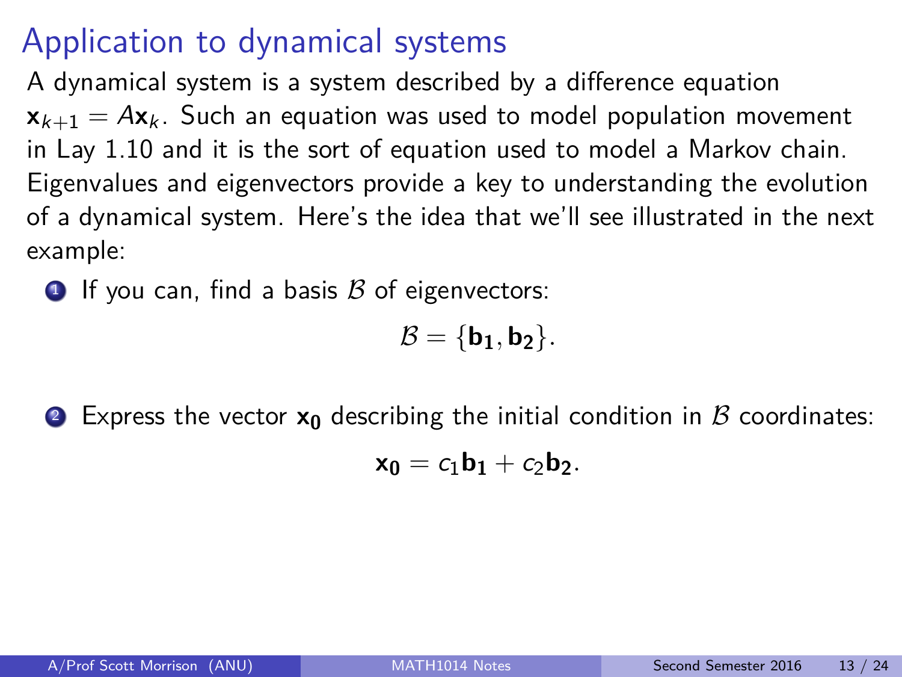# Application to dynamical systems

A dynamical system is a system described by a difference equation $\mathbf{x}_{k+1} = A\mathbf{x}_k$. Such an equation was used to model population movement in Lay 1.10 and it is the sort of equation used to model a Markov chain. Eigenvalues and eigenvectors provide a key to understanding the evolution of a dynamical system. Here's the idea that we'll see illustrated in the next example:

1. If you can, find a basis $\mathcal{B}$ of eigenvectors:

$$\mathcal{B} = \{\mathbf{b_1}, \mathbf{b_2}\}.$$

2. Express the vector $\mathbf{x_0}$ describing the initial condition in $\mathcal{B}$ coordinates:

$$\mathbf{x_0} = c_1\mathbf{b_1} + c_2\mathbf{b_2}.$$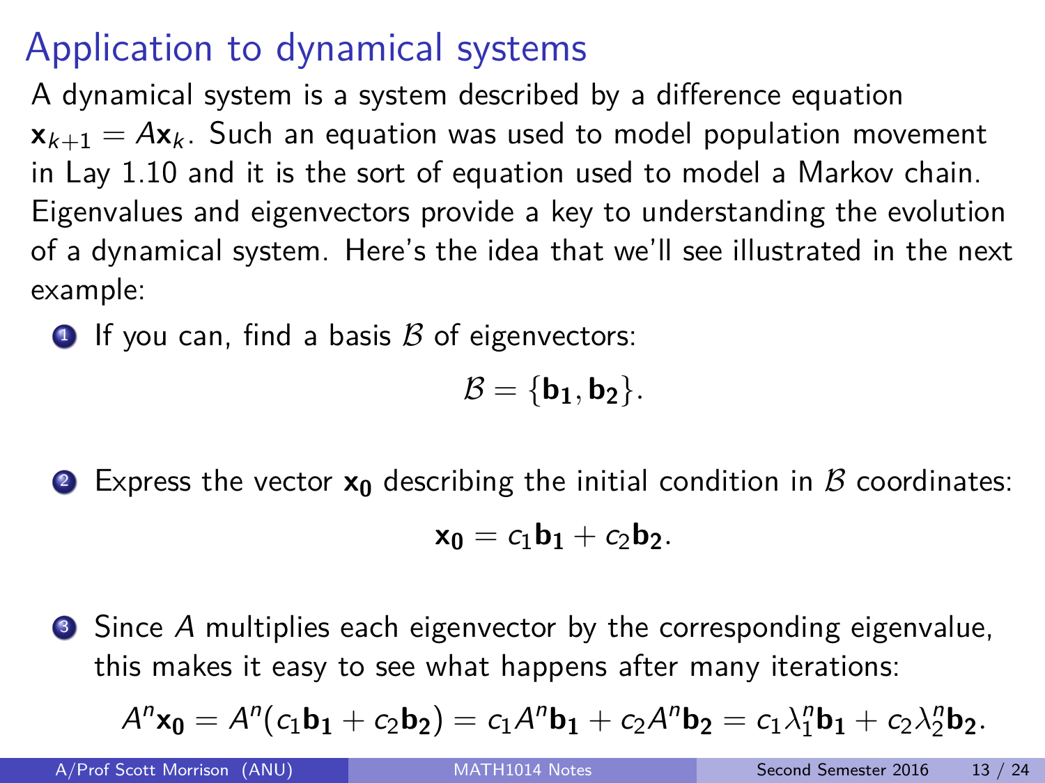# Application to dynamical systems

A dynamical system is a system described by a difference equation $\mathbf{x}_{k+1} = A\mathbf{x}_k$. Such an equation was used to model population movement in Lay 1.10 and it is the sort of equation used to model a Markov chain. Eigenvalues and eigenvectors provide a key to understanding the evolution of a dynamical system. Here's the idea that we'll see illustrated in the next example:

1. If you can, find a basis $\mathcal{B}$ of eigenvectors:
$$\mathcal{B} = \{\mathbf{b_1}, \mathbf{b_2}\}.$$

2. Express the vector $\mathbf{x_0}$ describing the initial condition in $\mathcal{B}$ coordinates:
$$\mathbf{x_0} = c_1\mathbf{b_1} + c_2\mathbf{b_2}.$$

3. Since $A$ multiplies each eigenvector by the corresponding eigenvalue, this makes it easy to see what happens after many iterations:
$$A^n\mathbf{x_0} = A^n(c_1\mathbf{b_1} + c_2\mathbf{b_2}) = c_1A^n\mathbf{b_1} + c_2A^n\mathbf{b_2} = c_1\lambda_1^n\mathbf{b_1} + c_2\lambda_2^n\mathbf{b_2}.$$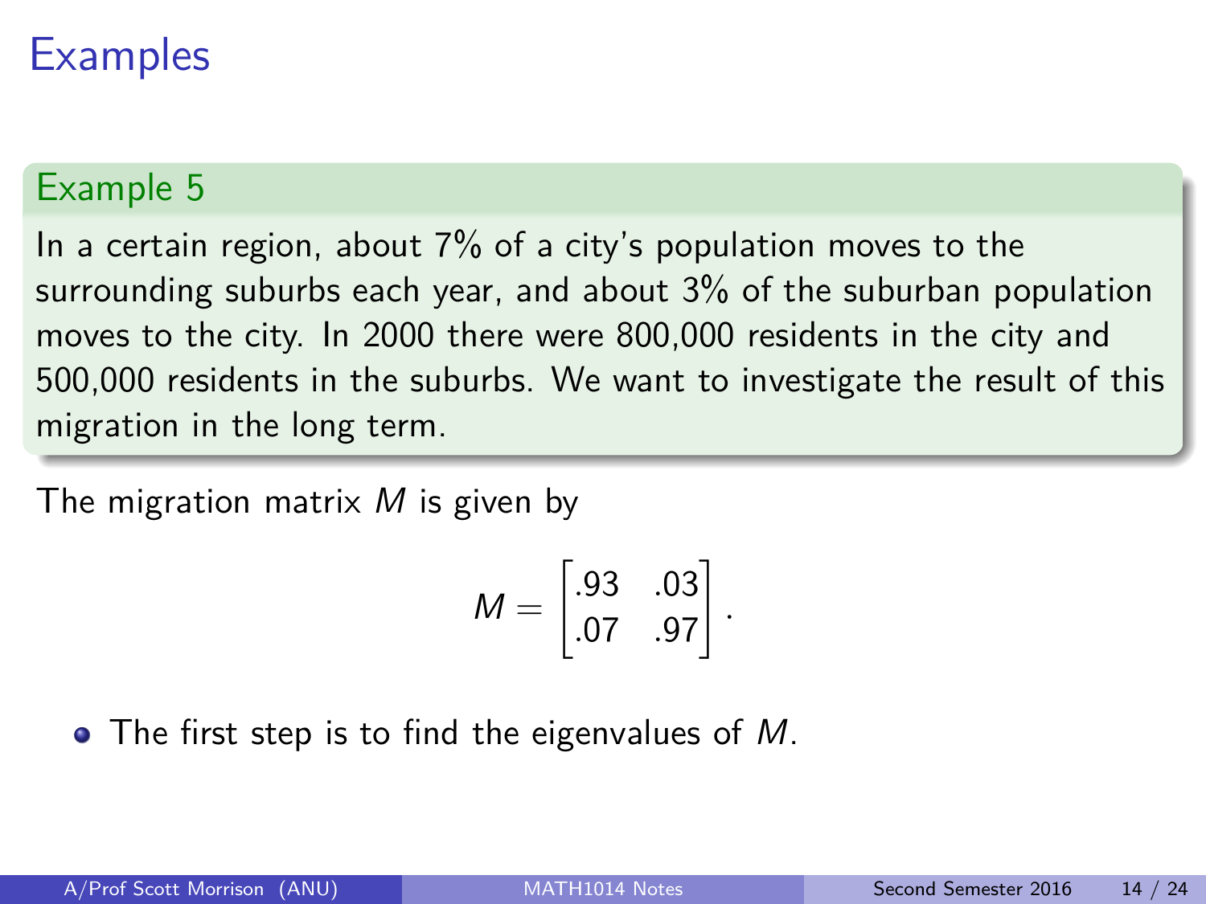# Examples

### Example 5

In a certain region, about 7% of a city's population moves to the surrounding suburbs each year, and about 3% of the suburban population moves to the city. In 2000 there were 800,000 residents in the city and 500,000 residents in the suburbs. We want to investigate the result of this migration in the long term.

The migration matrix $M$ is given by

$$M = \begin{bmatrix} .93 & .03 \\ .07 & .97 \end{bmatrix}.$$

- The first step is to find the eigenvalues of $M$.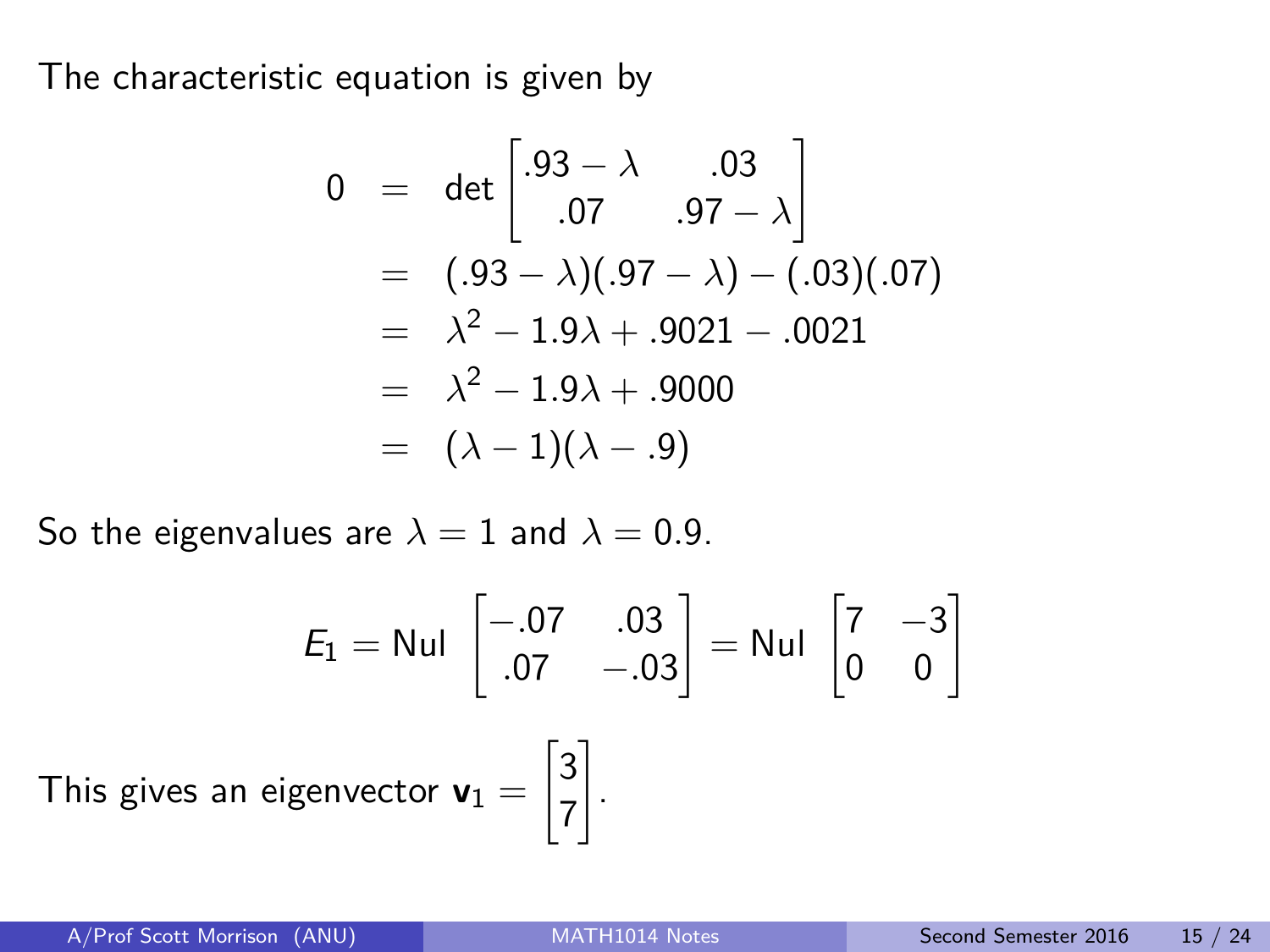The characteristic equation is given by

$$
\begin{aligned}
0 &= \det \begin{bmatrix} .93-\lambda & .03 \\ .07 & .97-\lambda \end{bmatrix} \\
&= (.93-\lambda)(.97-\lambda) - (.03)(.07) \\
&= \lambda^2 - 1.9\lambda + .9021 - .0021 \\
&= \lambda^2 - 1.9\lambda + .9000 \\
&= (\lambda - 1)(\lambda - .9)
\end{aligned}
$$

So the eigenvalues are $\lambda = 1$ and $\lambda = 0.9$.

$$
E_1 = \text{Nul } \begin{bmatrix} -.07 & .03 \\ .07 & -.03 \end{bmatrix} = \text{Nul } \begin{bmatrix} 7 & -3 \\ 0 & 0 \end{bmatrix}
$$

This gives an eigenvector $\mathbf{v}_1 = \begin{bmatrix} 3 \\ 7 \end{bmatrix}$.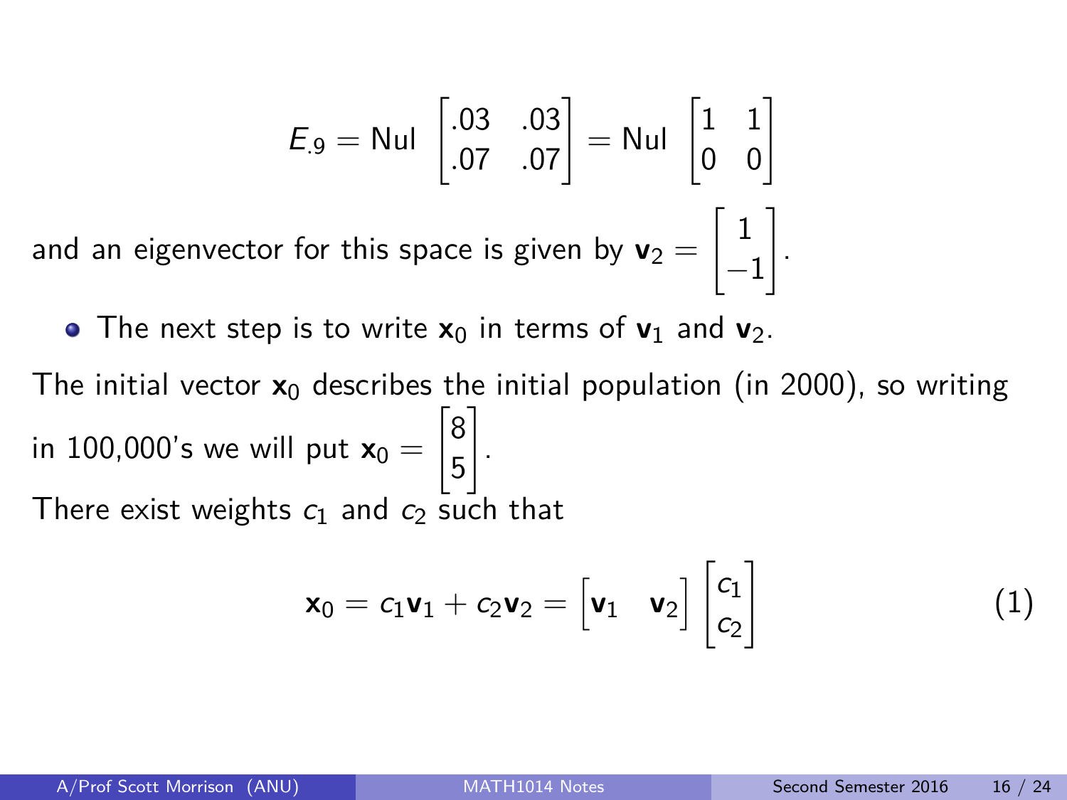$$E_{.9} = \text{Nul} \begin{bmatrix} .03 & .03 \\ .07 & .07 \end{bmatrix} = \text{Nul} \begin{bmatrix} 1 & 1 \\ 0 & 0 \end{bmatrix}$$

and an eigenvector for this space is given by $\mathbf{v}_2 = \begin{bmatrix} 1 \\ -1 \end{bmatrix}$.

- The next step is to write $\mathbf{x}_0$ in terms of $\mathbf{v}_1$ and $\mathbf{v}_2$.

The initial vector $\mathbf{x}_0$ describes the initial population (in 2000), so writing in 100,000's we will put $\mathbf{x}_0 = \begin{bmatrix} 8 \\ 5 \end{bmatrix}$.

There exist weights $c_1$ and $c_2$ such that

$$\mathbf{x}_0 = c_1\mathbf{v}_1 + c_2\mathbf{v}_2 = \begin{bmatrix} \mathbf{v}_1 & \mathbf{v}_2 \end{bmatrix} \begin{bmatrix} c_1 \\ c_2 \end{bmatrix} \tag{1}$$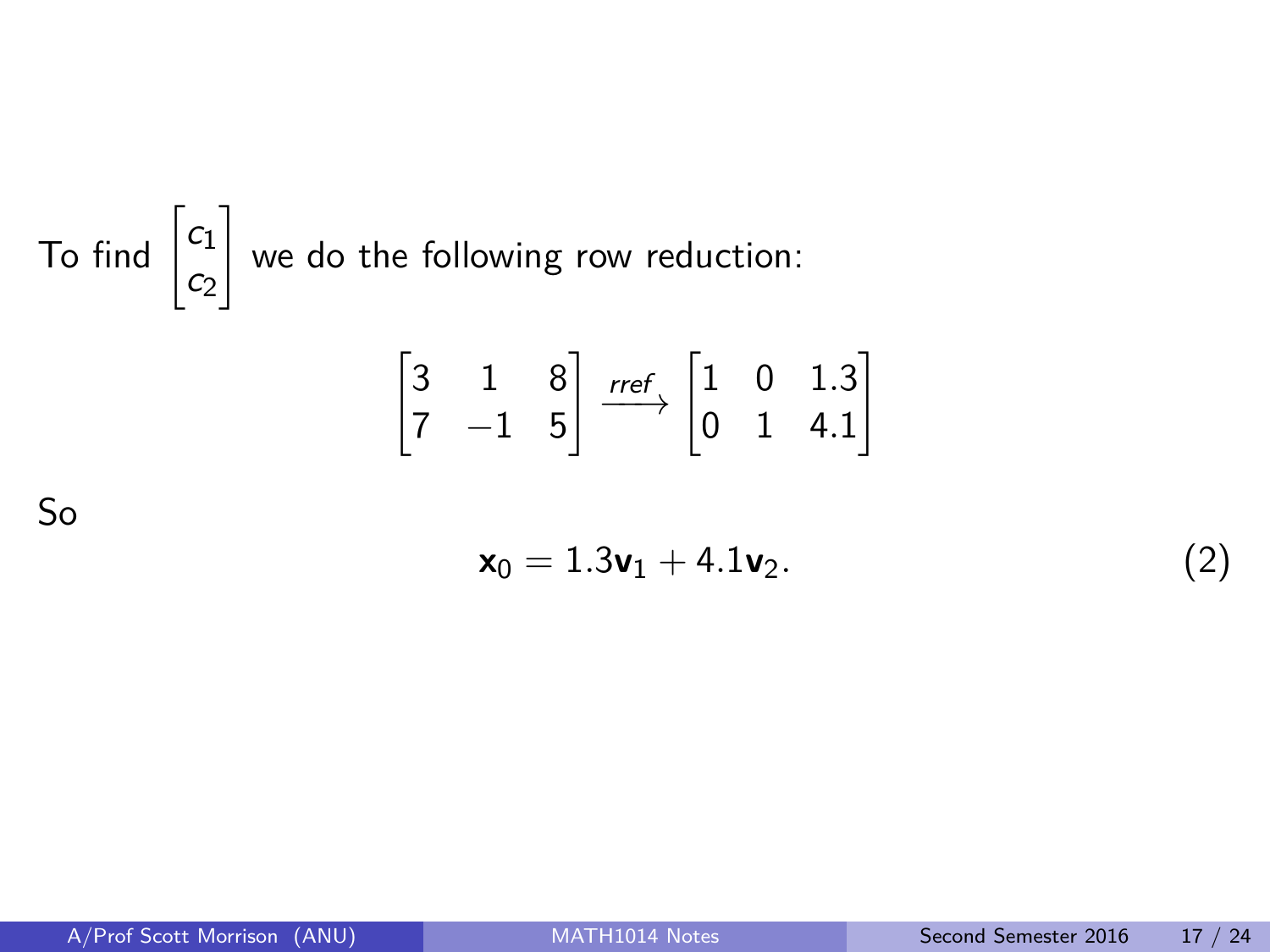To find $\begin{bmatrix} c_1 \\ c_2 \end{bmatrix}$ we do the following row reduction:

$$\begin{bmatrix} 3 & 1 & 8 \\ 7 & -1 & 5 \end{bmatrix} \xrightarrow{rref} \begin{bmatrix} 1 & 0 & 1.3 \\ 0 & 1 & 4.1 \end{bmatrix}$$

So

$$\mathbf{x}_0 = 1.3\mathbf{v}_1 + 4.1\mathbf{v}_2. \tag{2}$$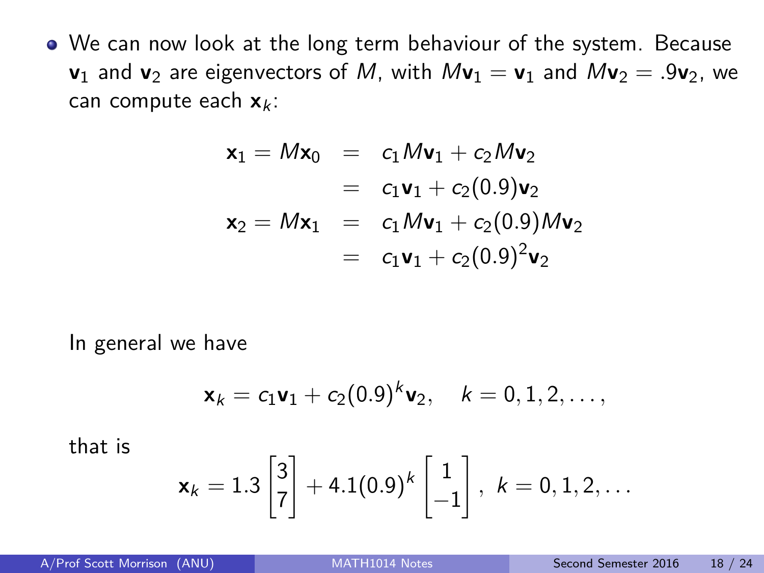- We can now look at the long term behaviour of the system. Because $\mathbf{v}_1$ and $\mathbf{v}_2$ are eigenvectors of $M$, with $M\mathbf{v}_1 = \mathbf{v}_1$ and $M\mathbf{v}_2 = .9\mathbf{v}_2$, we can compute each $\mathbf{x}_k$:

$$
\begin{aligned}
\mathbf{x}_1 = M\mathbf{x}_0 &= c_1 M\mathbf{v}_1 + c_2 M\mathbf{v}_2 \\
&= c_1\mathbf{v}_1 + c_2(0.9)\mathbf{v}_2 \\
\mathbf{x}_2 = M\mathbf{x}_1 &= c_1 M\mathbf{v}_1 + c_2(0.9)M\mathbf{v}_2 \\
&= c_1\mathbf{v}_1 + c_2(0.9)^2\mathbf{v}_2
\end{aligned}
$$

In general we have

$$
\mathbf{x}_k = c_1\mathbf{v}_1 + c_2(0.9)^k\mathbf{v}_2, \quad k = 0, 1, 2, \ldots,
$$

that is

$$
\mathbf{x}_k = 1.3\begin{bmatrix} 3 \\ 7 \end{bmatrix} + 4.1(0.9)^k\begin{bmatrix} 1 \\ -1 \end{bmatrix}, \ k = 0, 1, 2, \ldots
$$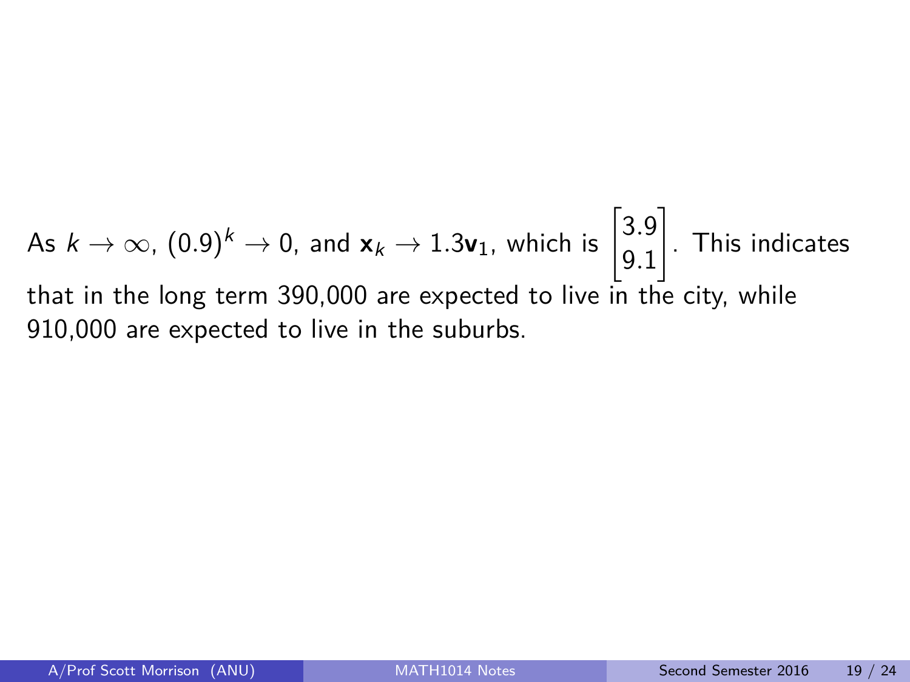As $k \to \infty$, $(0.9)^k \to 0$, and $\mathbf{x}_k \to 1.3\mathbf{v}_1$, which is $\begin{bmatrix} 3.9 \\ 9.1 \end{bmatrix}$. This indicates that in the long term 390,000 are expected to live in the city, while 910,000 are expected to live in the suburbs.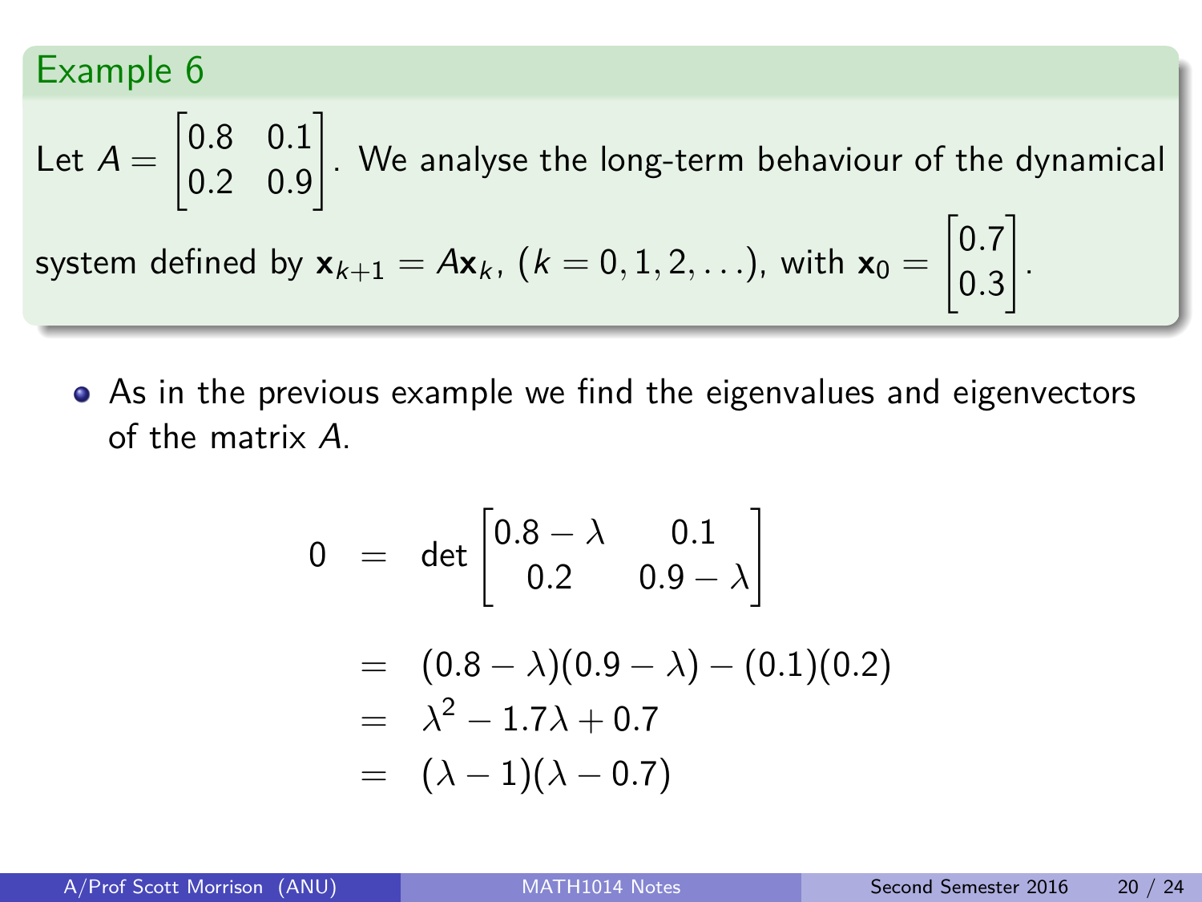### Example 6

Let $A = \begin{bmatrix} 0.8 & 0.1 \\ 0.2 & 0.9 \end{bmatrix}$. We analyse the long-term behaviour of the dynamical system defined by $\mathbf{x}_{k+1} = A\mathbf{x}_k$, $(k = 0, 1, 2, \ldots)$, with $\mathbf{x}_0 = \begin{bmatrix} 0.7 \\ 0.3 \end{bmatrix}$.

- As in the previous example we find the eigenvalues and eigenvectors of the matrix $A$.

$$
\begin{aligned}
0 &= \det \begin{bmatrix} 0.8 - \lambda & 0.1 \\ 0.2 & 0.9 - \lambda \end{bmatrix} \\
&= (0.8 - \lambda)(0.9 - \lambda) - (0.1)(0.2) \\
&= \lambda^2 - 1.7\lambda + 0.7 \\
&= (\lambda - 1)(\lambda - 0.7)
\end{aligned}
$$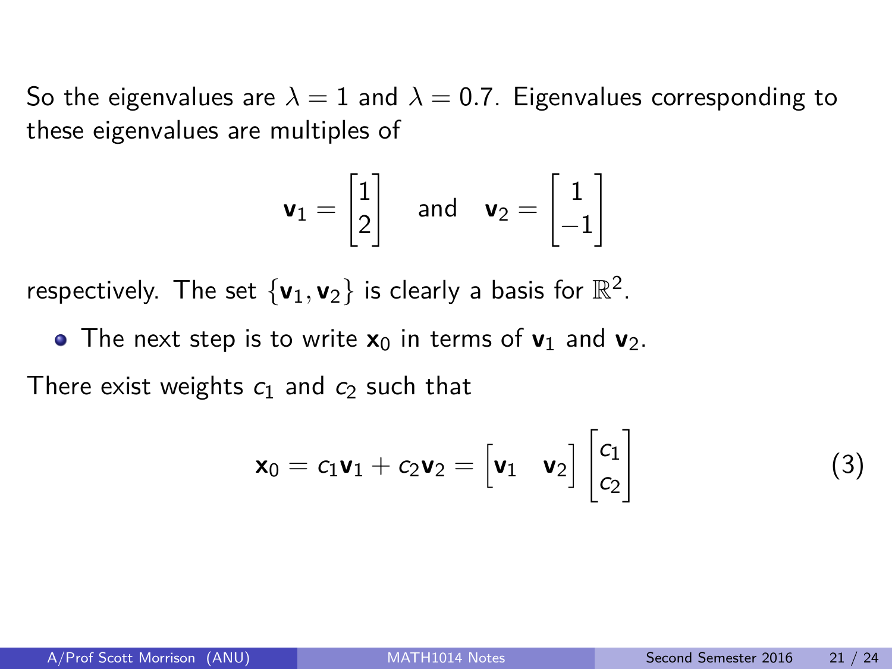So the eigenvalues are $\lambda = 1$ and $\lambda = 0.7$. Eigenvalues corresponding to these eigenvalues are multiples of

$$\mathbf{v}_1 = \begin{bmatrix} 1 \\ 2 \end{bmatrix} \quad \text{and} \quad \mathbf{v}_2 = \begin{bmatrix} 1 \\ -1 \end{bmatrix}$$

respectively. The set $\{\mathbf{v}_1, \mathbf{v}_2\}$ is clearly a basis for $\mathbb{R}^2$.

- The next step is to write $\mathbf{x}_0$ in terms of $\mathbf{v}_1$ and $\mathbf{v}_2$.

There exist weights $c_1$ and $c_2$ such that

$$\mathbf{x}_0 = c_1\mathbf{v}_1 + c_2\mathbf{v}_2 = \begin{bmatrix} \mathbf{v}_1 & \mathbf{v}_2 \end{bmatrix} \begin{bmatrix} c_1 \\ c_2 \end{bmatrix} \tag{3}$$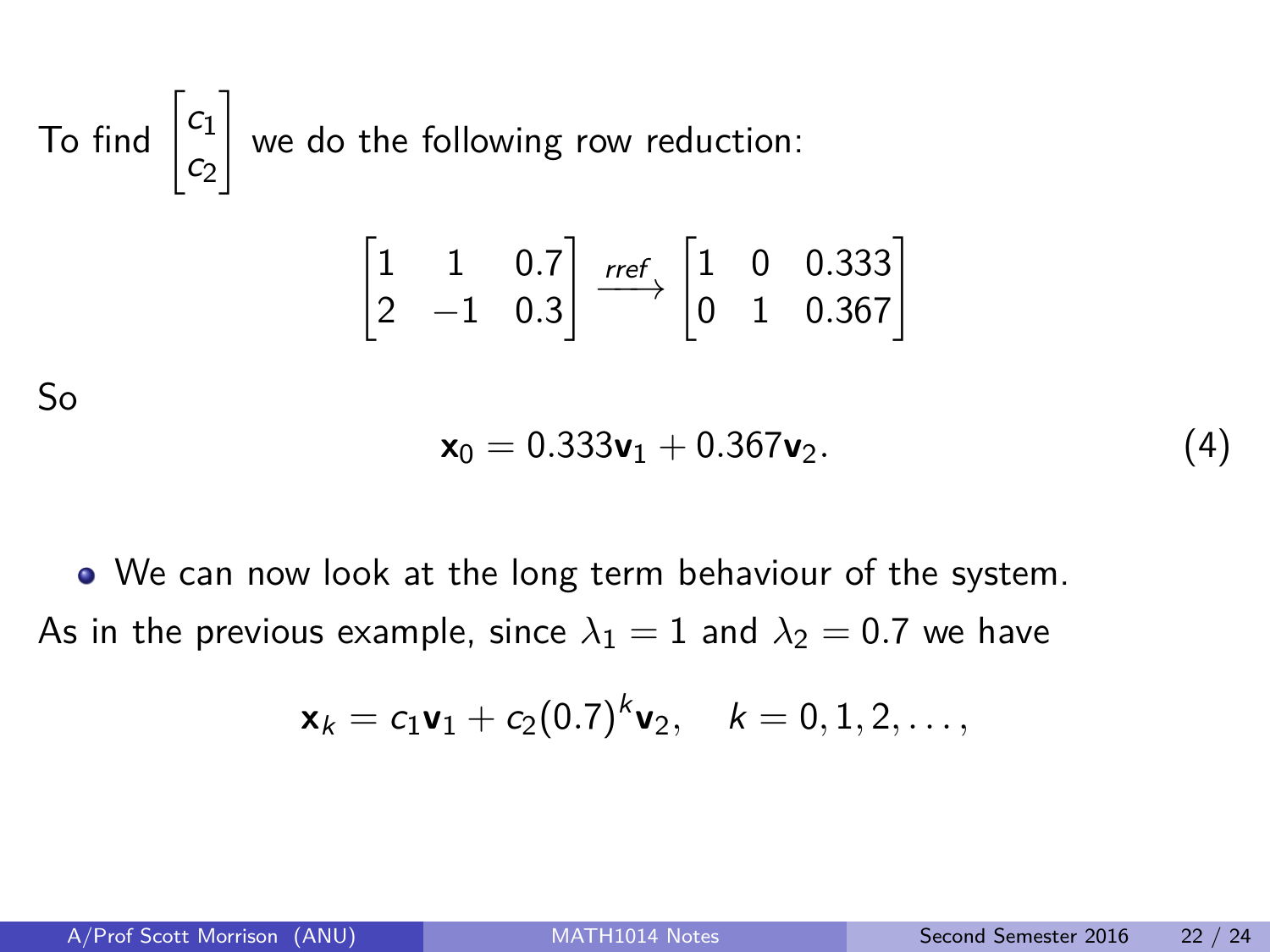To find $\begin{bmatrix} c_1 \\ c_2 \end{bmatrix}$ we do the following row reduction:

$$\begin{bmatrix} 1 & 1 & 0.7 \\ 2 & -1 & 0.3 \end{bmatrix} \xrightarrow{rref} \begin{bmatrix} 1 & 0 & 0.333 \\ 0 & 1 & 0.367 \end{bmatrix}$$

So

$$\mathbf{x}_0 = 0.333\mathbf{v}_1 + 0.367\mathbf{v}_2. \tag{4}$$

- We can now look at the long term behaviour of the system.

As in the previous example, since $\lambda_1 = 1$ and $\lambda_2 = 0.7$ we have

$$\mathbf{x}_k = c_1\mathbf{v}_1 + c_2(0.7)^k\mathbf{v}_2, \quad k = 0, 1, 2, \ldots,$$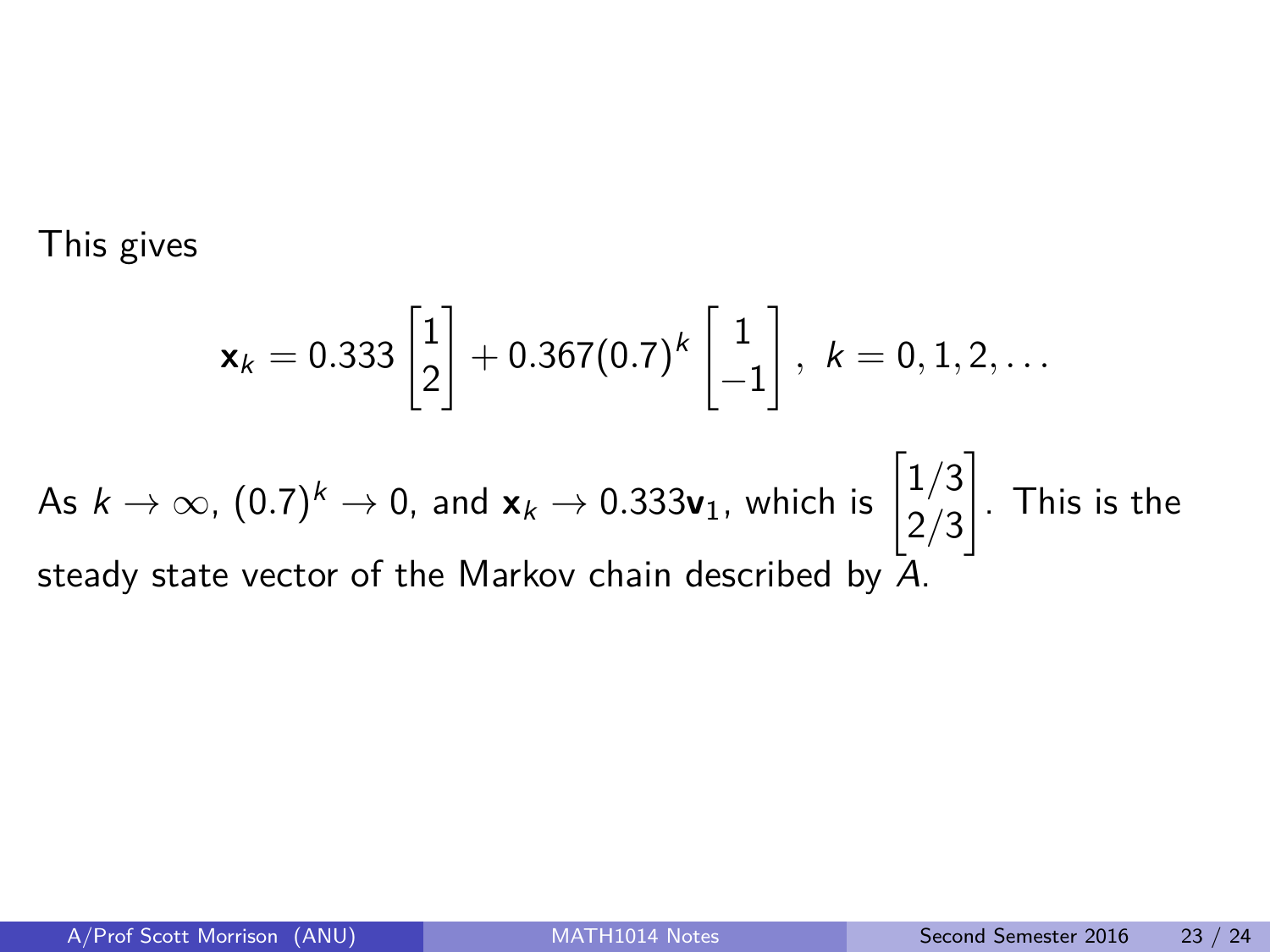This gives

$$\mathbf{x}_k = 0.333 \begin{bmatrix} 1 \\ 2 \end{bmatrix} + 0.367(0.7)^k \begin{bmatrix} 1 \\ -1 \end{bmatrix}, \; k = 0, 1, 2, \ldots$$

As $k \to \infty$, $(0.7)^k \to 0$, and $\mathbf{x}_k \to 0.333\mathbf{v}_1$, which is $\begin{bmatrix} 1/3 \\ 2/3 \end{bmatrix}$. This is the steady state vector of the Markov chain described by $A$.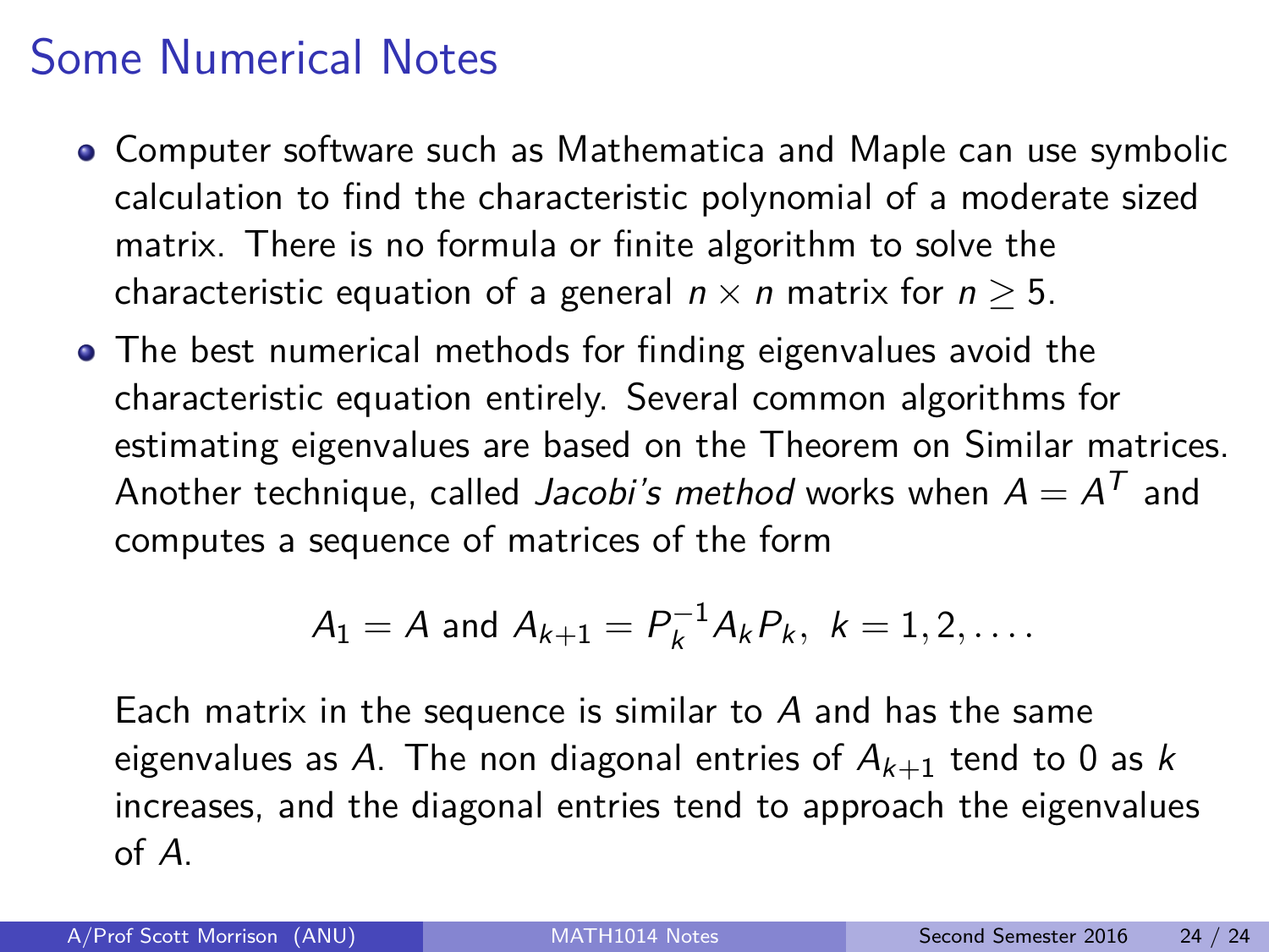# Some Numerical Notes

- Computer software such as Mathematica and Maple can use symbolic calculation to find the characteristic polynomial of a moderate sized matrix. There is no formula or finite algorithm to solve the characteristic equation of a general $n \times n$ matrix for $n \geq 5$.
- The best numerical methods for finding eigenvalues avoid the characteristic equation entirely. Several common algorithms for estimating eigenvalues are based on the Theorem on Similar matrices. Another technique, called *Jacobi's method* works when $A = A^T$ and computes a sequence of matrices of the form

$$A_1 = A \text{ and } A_{k+1} = P_k^{-1} A_k P_k, \ k = 1, 2, \ldots.$$

  Each matrix in the sequence is similar to $A$ and has the same eigenvalues as $A$. The non diagonal entries of $A_{k+1}$ tend to 0 as $k$ increases, and the diagonal entries tend to approach the eigenvalues of $A$.